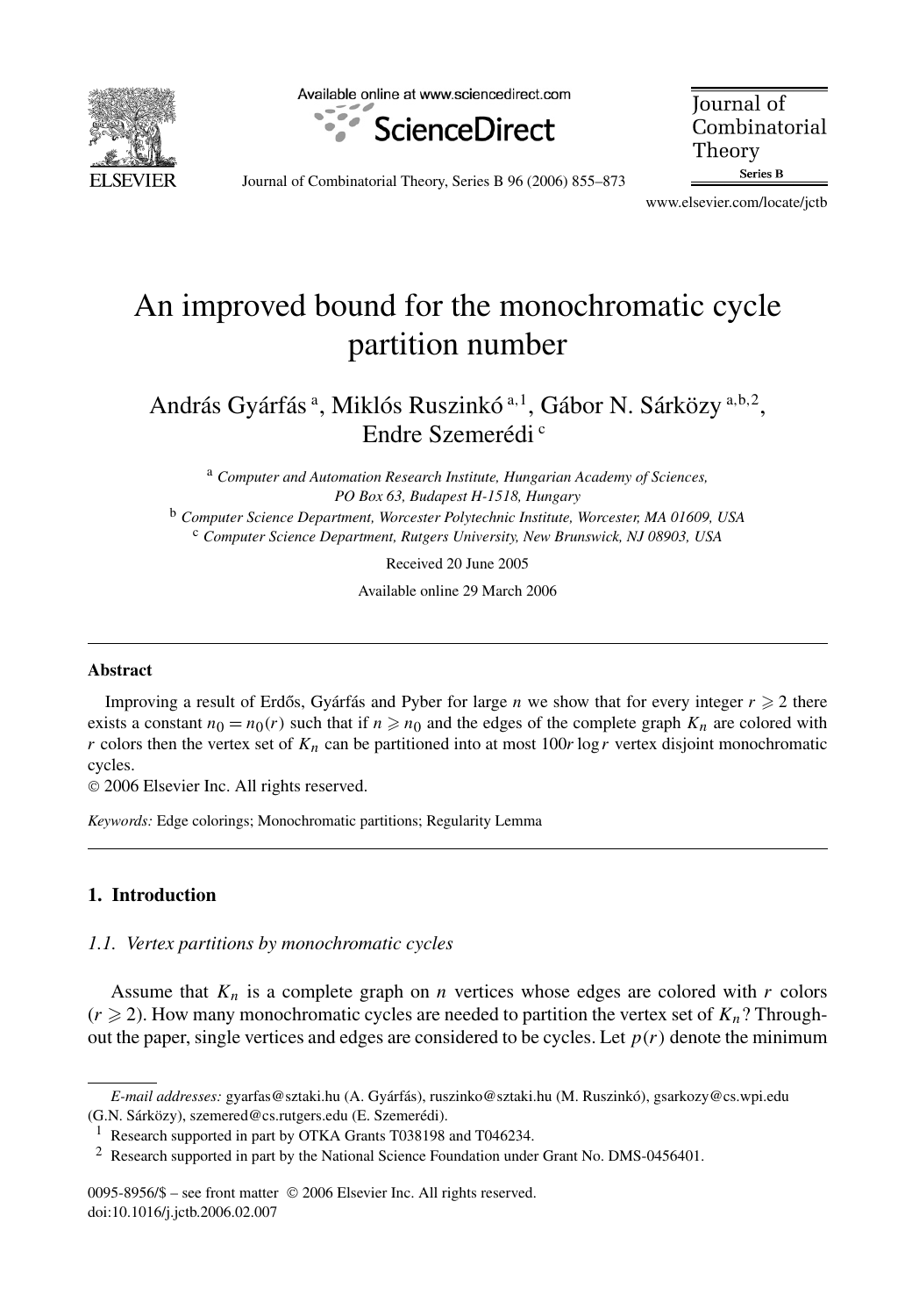# An improved bound for the monochromatic cycle partition number

András Gyárfás [a], Miklós Ruszinkó [a,1], Gábor N. Sárközy [a,b,2], Endre Szemerédi [c]

[a] *Computer and Automation Research Institute, Hungarian Academy of Sciences, PO Box 63, Budapest H-1518, Hungary*

[b] *Computer Science Department, Worcester Polytechnic Institute, Worcester, MA 01609, USA*

[c] *Computer Science Department, Rutgers University, New Brunswick, NJ 08903, USA*

Received 20 June 2005

Available online 29 March 2006

## Abstract

Improving a result of Erdős, Gyárfás and Pyber for large $n$ we show that for every integer $r \geqslant 2$ there exists a constant $n_0 = n_0(r)$ such that if $n \geqslant n_0$ and the edges of the complete graph $K_n$ are colored with $r$ colors then the vertex set of $K_n$ can be partitioned into at most $100r \log r$ vertex disjoint monochromatic cycles.

© 2006 Elsevier Inc. All rights reserved.

*Keywords:* Edge colorings; Monochromatic partitions; Regularity Lemma

## 1. Introduction

### 1.1. Vertex partitions by monochromatic cycles

Assume that $K_n$ is a complete graph on $n$ vertices whose edges are colored with $r$ colors ($r \geqslant 2$). How many monochromatic cycles are needed to partition the vertex set of $K_n$? Throughout the paper, single vertices and edges are considered to be cycles. Let $p(r)$ denote the minimum

---

*E-mail addresses:* gyarfas@sztaki.hu (A. Gyárfás), ruszinko@sztaki.hu (M. Ruszinkó), gsarkozy@cs.wpi.edu (G.N. Sárközy), szemered@cs.rutgers.edu (E. Szemerédi).

[1] Research supported in part by OTKA Grants T038198 and T046234.

[2] Research supported in part by the National Science Foundation under Grant No. DMS-0456401.

0095-8956/$ – see front matter © 2006 Elsevier Inc. All rights reserved.
doi:10.1016/j.jctb.2006.02.007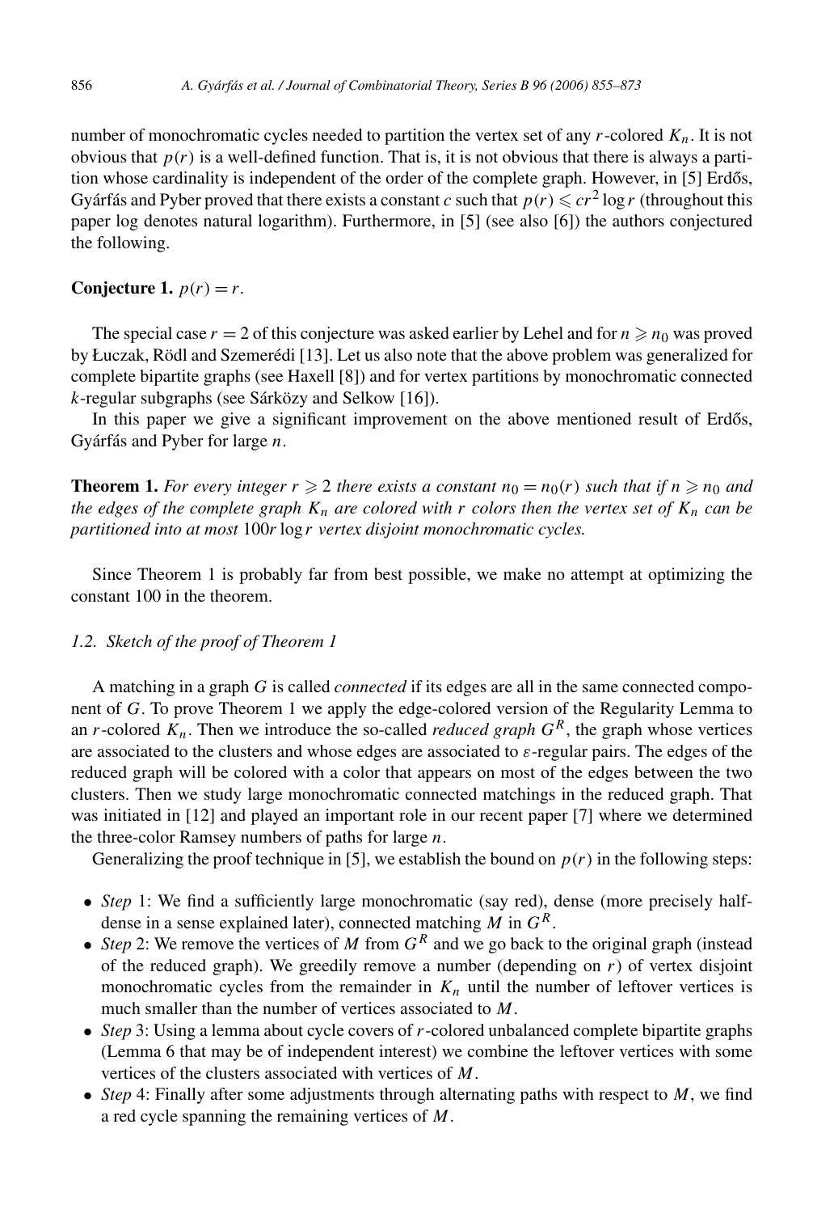number of monochromatic cycles needed to partition the vertex set of any $r$-colored $K_n$. It is not obvious that $p(r)$ is a well-defined function. That is, it is not obvious that there is always a partition whose cardinality is independent of the order of the complete graph. However, in [5] Erdős, Gyárfás and Pyber proved that there exists a constant $c$ such that $p(r) \leqslant cr^2 \log r$ (throughout this paper log denotes natural logarithm). Furthermore, in [5] (see also [6]) the authors conjectured the following.

**Conjecture 1.** $p(r) = r$.

The special case $r = 2$ of this conjecture was asked earlier by Lehel and for $n \geqslant n_0$ was proved by Łuczak, Rödl and Szemerédi [13]. Let us also note that the above problem was generalized for complete bipartite graphs (see Haxell [8]) and for vertex partitions by monochromatic connected $k$-regular subgraphs (see Sárközy and Selkow [16]).

In this paper we give a significant improvement on the above mentioned result of Erdős, Gyárfás and Pyber for large $n$.

**Theorem 1.** *For every integer $r \geqslant 2$ there exists a constant $n_0 = n_0(r)$ such that if $n \geqslant n_0$ and the edges of the complete graph $K_n$ are colored with $r$ colors then the vertex set of $K_n$ can be partitioned into at most $100r \log r$ vertex disjoint monochromatic cycles.*

Since Theorem 1 is probably far from best possible, we make no attempt at optimizing the constant 100 in the theorem.

### *1.2. Sketch of the proof of Theorem 1*

A matching in a graph $G$ is called *connected* if its edges are all in the same connected component of $G$. To prove Theorem 1 we apply the edge-colored version of the Regularity Lemma to an $r$-colored $K_n$. Then we introduce the so-called *reduced graph* $G^R$, the graph whose vertices are associated to the clusters and whose edges are associated to $\varepsilon$-regular pairs. The edges of the reduced graph will be colored with a color that appears on most of the edges between the two clusters. Then we study large monochromatic connected matchings in the reduced graph. That was initiated in [12] and played an important role in our recent paper [7] where we determined the three-color Ramsey numbers of paths for large $n$.

Generalizing the proof technique in [5], we establish the bound on $p(r)$ in the following steps:

- *Step* 1: We find a sufficiently large monochromatic (say red), dense (more precisely half-dense in a sense explained later), connected matching $M$ in $G^R$.
- *Step* 2: We remove the vertices of $M$ from $G^R$ and we go back to the original graph (instead of the reduced graph). We greedily remove a number (depending on $r$) of vertex disjoint monochromatic cycles from the remainder in $K_n$ until the number of leftover vertices is much smaller than the number of vertices associated to $M$.
- *Step* 3: Using a lemma about cycle covers of $r$-colored unbalanced complete bipartite graphs (Lemma 6 that may be of independent interest) we combine the leftover vertices with some vertices of the clusters associated with vertices of $M$.
- *Step* 4: Finally after some adjustments through alternating paths with respect to $M$, we find a red cycle spanning the remaining vertices of $M$.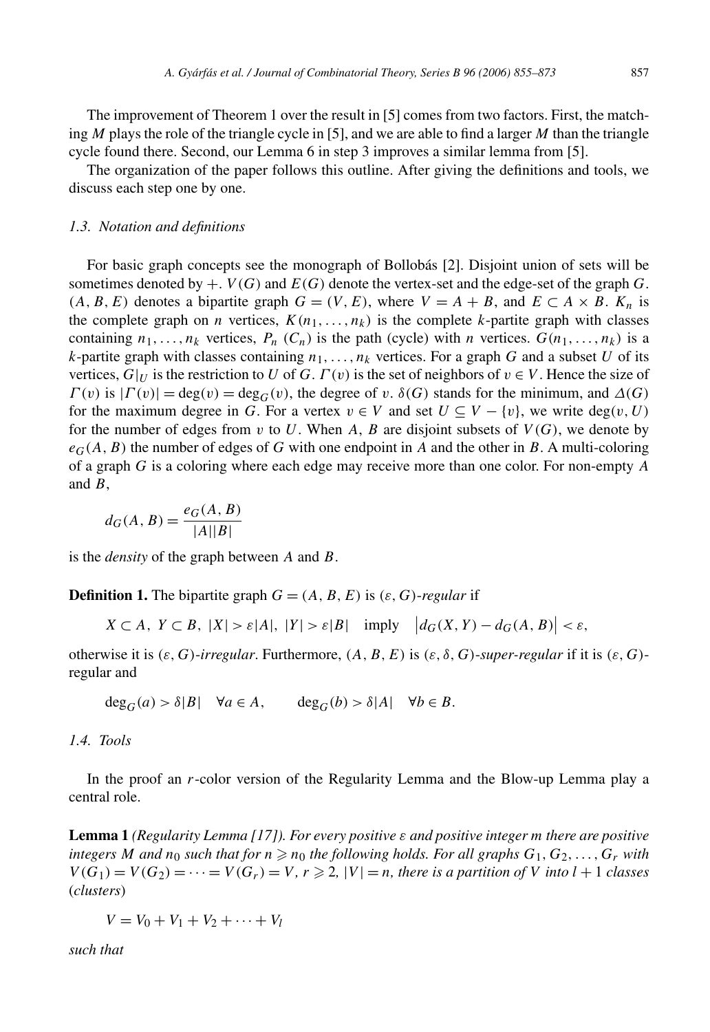The improvement of Theorem 1 over the result in [5] comes from two factors. First, the matching $M$ plays the role of the triangle cycle in [5], and we are able to find a larger $M$ than the triangle cycle found there. Second, our Lemma 6 in step 3 improves a similar lemma from [5].

The organization of the paper follows this outline. After giving the definitions and tools, we discuss each step one by one.

### *1.3. Notation and definitions*

For basic graph concepts see the monograph of Bollobás [2]. Disjoint union of sets will be sometimes denoted by $+$. $V(G)$ and $E(G)$ denote the vertex-set and the edge-set of the graph $G$. $(A, B, E)$ denotes a bipartite graph $G = (V, E)$, where $V = A + B$, and $E \subset A \times B$. $K_n$ is the complete graph on $n$ vertices, $K(n_1, \ldots, n_k)$ is the complete $k$-partite graph with classes containing $n_1, \ldots, n_k$ vertices, $P_n$ ($C_n$) is the path (cycle) with $n$ vertices. $G(n_1, \ldots, n_k)$ is a $k$-partite graph with classes containing $n_1, \ldots, n_k$ vertices. For a graph $G$ and a subset $U$ of its vertices, $G|_U$ is the restriction to $U$ of $G$. $\Gamma(v)$ is the set of neighbors of $v \in V$. Hence the size of $\Gamma(v)$ is $|\Gamma(v)| = \deg(v) = \deg_G(v)$, the degree of $v$. $\delta(G)$ stands for the minimum, and $\Delta(G)$ for the maximum degree in $G$. For a vertex $v \in V$ and set $U \subseteq V - \{v\}$, we write $\deg(v, U)$ for the number of edges from $v$ to $U$. When $A$, $B$ are disjoint subsets of $V(G)$, we denote by $e_G(A, B)$ the number of edges of $G$ with one endpoint in $A$ and the other in $B$. A multi-coloring of a graph $G$ is a coloring where each edge may receive more than one color. For non-empty $A$ and $B$,

$$d_G(A, B) = \frac{e_G(A, B)}{|A||B|}$$

is the *density* of the graph between $A$ and $B$.

**Definition 1.** The bipartite graph $G = (A, B, E)$ is $(\varepsilon, G)$-*regular* if

$$X \subset A,\ Y \subset B,\ |X| > \varepsilon|A|,\ |Y| > \varepsilon|B| \quad \text{imply} \quad \left|d_G(X, Y) - d_G(A, B)\right| < \varepsilon,$$

otherwise it is $(\varepsilon, G)$-*irregular*. Furthermore, $(A, B, E)$ is $(\varepsilon, \delta, G)$-*super-regular* if it is $(\varepsilon, G)$-regular and

$$\deg_G(a) > \delta|B| \quad \forall a \in A, \qquad \deg_G(b) > \delta|A| \quad \forall b \in B.$$

### *1.4. Tools*

In the proof an $r$-color version of the Regularity Lemma and the Blow-up Lemma play a central role.

**Lemma 1** *(Regularity Lemma [17]). For every positive $\varepsilon$ and positive integer $m$ there are positive integers $M$ and $n_0$ such that for $n \geqslant n_0$ the following holds. For all graphs $G_1, G_2, \ldots, G_r$ with $V(G_1) = V(G_2) = \cdots = V(G_r) = V$, $r \geqslant 2$, $|V| = n$, there is a partition of $V$ into $l + 1$ classes* (*clusters*)

$$V = V_0 + V_1 + V_2 + \cdots + V_l$$

*such that*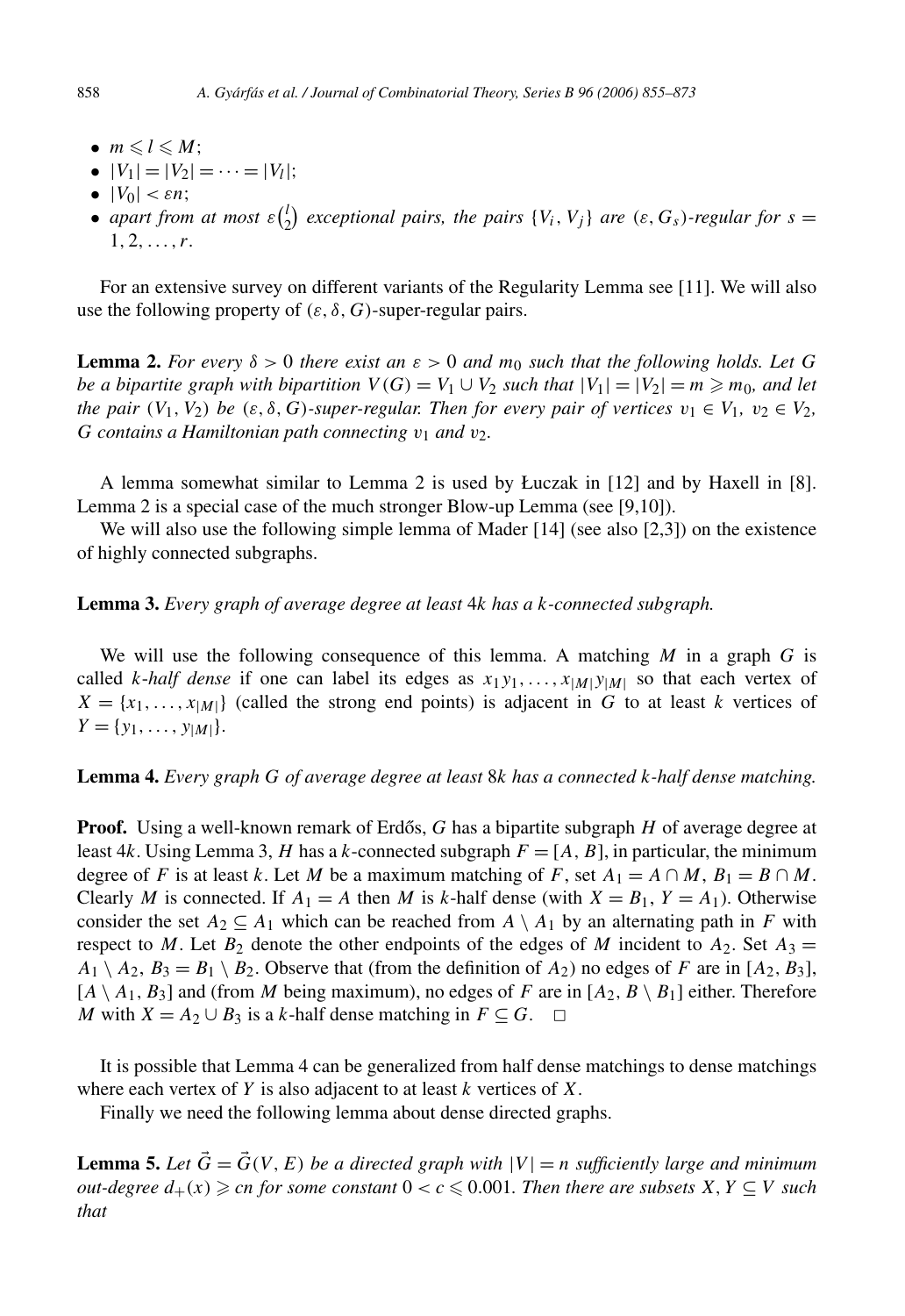- $m \leqslant l \leqslant M$;
- $|V_1| = |V_2| = \cdots = |V_l|$;
- $|V_0| < \varepsilon n$;
- *apart from at most* $\varepsilon\binom{l}{2}$ *exceptional pairs, the pairs* $\{V_i, V_j\}$ *are* $(\varepsilon, G_s)$*-regular for* $s = 1, 2, \ldots, r$.

For an extensive survey on different variants of the Regularity Lemma see [11]. We will also use the following property of $(\varepsilon, \delta, G)$-super-regular pairs.

**Lemma 2.** *For every* $\delta > 0$ *there exist an* $\varepsilon > 0$ *and* $m_0$ *such that the following holds. Let* $G$ *be a bipartite graph with bipartition* $V(G) = V_1 \cup V_2$ *such that* $|V_1| = |V_2| = m \geqslant m_0$, *and let the pair* $(V_1, V_2)$ *be* $(\varepsilon, \delta, G)$*-super-regular. Then for every pair of vertices* $v_1 \in V_1$, $v_2 \in V_2$, $G$ *contains a Hamiltonian path connecting* $v_1$ *and* $v_2$.

A lemma somewhat similar to Lemma 2 is used by Łuczak in [12] and by Haxell in [8]. Lemma 2 is a special case of the much stronger Blow-up Lemma (see [9,10]).

We will also use the following simple lemma of Mader [14] (see also [2,3]) on the existence of highly connected subgraphs.

**Lemma 3.** *Every graph of average degree at least* $4k$ *has a* $k$*-connected subgraph.*

We will use the following consequence of this lemma. A matching $M$ in a graph $G$ is called *$k$-half dense* if one can label its edges as $x_1y_1, \ldots, x_{|M|}y_{|M|}$ so that each vertex of $X = \{x_1, \ldots, x_{|M|}\}$ (called the strong end points) is adjacent in $G$ to at least $k$ vertices of $Y = \{y_1, \ldots, y_{|M|}\}$.

**Lemma 4.** *Every graph* $G$ *of average degree at least* $8k$ *has a connected* $k$*-half dense matching.*

**Proof.** Using a well-known remark of Erdős, $G$ has a bipartite subgraph $H$ of average degree at least $4k$. Using Lemma 3, $H$ has a $k$-connected subgraph $F = [A, B]$, in particular, the minimum degree of $F$ is at least $k$. Let $M$ be a maximum matching of $F$, set $A_1 = A \cap M$, $B_1 = B \cap M$. Clearly $M$ is connected. If $A_1 = A$ then $M$ is $k$-half dense (with $X = B_1$, $Y = A_1$). Otherwise consider the set $A_2 \subseteq A_1$ which can be reached from $A \setminus A_1$ by an alternating path in $F$ with respect to $M$. Let $B_2$ denote the other endpoints of the edges of $M$ incident to $A_2$. Set $A_3 = A_1 \setminus A_2$, $B_3 = B_1 \setminus B_2$. Observe that (from the definition of $A_2$) no edges of $F$ are in $[A_2, B_3]$, $[A \setminus A_1, B_3]$ and (from $M$ being maximum), no edges of $F$ are in $[A_2, B \setminus B_1]$ either. Therefore $M$ with $X = A_2 \cup B_3$ is a $k$-half dense matching in $F \subseteq G$. $\square$

It is possible that Lemma 4 can be generalized from half dense matchings to dense matchings where each vertex of $Y$ is also adjacent to at least $k$ vertices of $X$.

Finally we need the following lemma about dense directed graphs.

**Lemma 5.** *Let* $\vec{G} = \vec{G}(V, E)$ *be a directed graph with* $|V| = n$ *sufficiently large and minimum out-degree* $d_+(x) \geqslant cn$ *for some constant* $0 < c \leqslant 0.001$. *Then there are subsets* $X, Y \subseteq V$ *such that*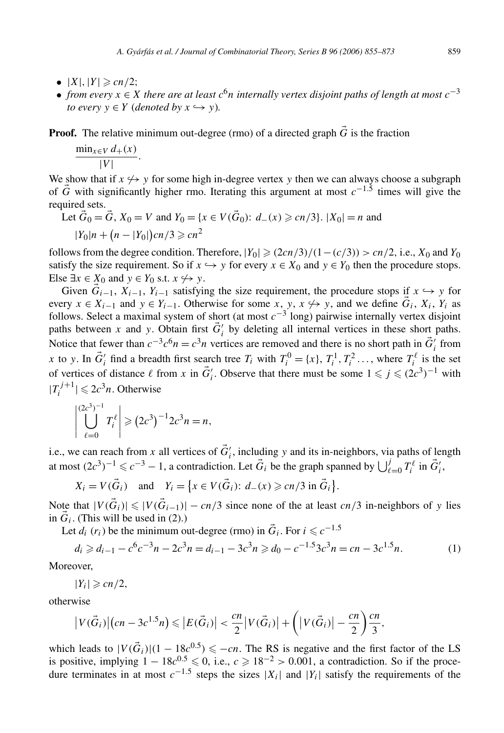- $|X|, |Y| \geqslant cn/2$;
- *from every $x \in X$ there are at least $c^6 n$ internally vertex disjoint paths of length at most $c^{-3}$ to every $y \in Y$ (denoted by $x \hookrightarrow y$).*

**Proof.** The relative minimum out-degree (rmo) of a directed graph $\vec{G}$ is the fraction

$$\frac{\min_{x \in V} d_+(x)}{|V|}.$$

We show that if $x \not\hookrightarrow y$ for some high in-degree vertex $y$ then we can always choose a subgraph of $\vec{G}$ with significantly higher rmo. Iterating this argument at most $c^{-1.5}$ times will give the required sets.

Let $\vec{G}_0 = \vec{G}$, $X_0 = V$ and $Y_0 = \{x \in V(\vec{G}_0)\colon d_-(x) \geqslant cn/3\}$. $|X_0| = n$ and

$$|Y_0|n + \left(n - |Y_0|\right)cn/3 \geqslant cn^2$$

follows from the degree condition. Therefore, $|Y_0| \geqslant (2cn/3)/(1-(c/3)) > cn/2$, i.e., $X_0$ and $Y_0$ satisfy the size requirement. So if $x \hookrightarrow y$ for every $x \in X_0$ and $y \in Y_0$ then the procedure stops. Else $\exists x \in X_0$ and $y \in Y_0$ s.t. $x \not\hookrightarrow y$.

Given $\vec{G}_{i-1}$, $X_{i-1}$, $Y_{i-1}$ satisfying the size requirement, the procedure stops if $x \hookrightarrow y$ for every $x \in X_{i-1}$ and $y \in Y_{i-1}$. Otherwise for some $x$, $y$, $x \not\hookrightarrow y$, and we define $\vec{G}_i$, $X_i$, $Y_i$ as follows. Select a maximal system of short (at most $c^{-3}$ long) pairwise internally vertex disjoint paths between $x$ and $y$. Obtain first $\vec{G}'_i$ by deleting all internal vertices in these short paths. Notice that fewer than $c^{-3}c^6 n = c^3 n$ vertices are removed and there is no short path in $\vec{G}'_i$ from $x$ to $y$. In $\vec{G}'_i$ find a breadth first search tree $T_i$ with $T_i^0 = \{x\}$, $T_i^1, T_i^2 \ldots$, where $T_i^\ell$ is the set of vertices of distance $\ell$ from $x$ in $\vec{G}'_i$. Observe that there must be some $1 \leqslant j \leqslant (2c^3)^{-1}$ with $|T_i^{j+1}| \leqslant 2c^3 n$. Otherwise

$$\left| \bigcup_{\ell=0}^{(2c^3)^{-1}} T_i^\ell \right| \geqslant \left(2c^3\right)^{-1} 2c^3 n = n,$$

i.e., we can reach from $x$ all vertices of $\vec{G}'_i$, including $y$ and its in-neighbors, via paths of length at most $(2c^3)^{-1} \leqslant c^{-3} - 1$, a contradiction. Let $\vec{G}_i$ be the graph spanned by $\bigcup_{\ell=0}^{j} T_i^\ell$ in $\vec{G}'_i$,

$$X_i = V(\vec{G}_i) \quad \text{and} \quad Y_i = \left\{x \in V(\vec{G}_i)\colon d_-(x) \geqslant cn/3 \text{ in } \vec{G}_i\right\}.$$

Note that $|V(\vec{G}_i)| \leqslant |V(\vec{G}_{i-1})| - cn/3$ since none of the at least $cn/3$ in-neighbors of $y$ lies in $\vec{G}_i$. (This will be used in (2).)

Let $d_i$ ($r_i$) be the minimum out-degree (rmo) in $\vec{G}_i$. For $i \leqslant c^{-1.5}$

$$d_i \geqslant d_{i-1} - c^6 c^{-3} n - 2c^3 n = d_{i-1} - 3c^3 n \geqslant d_0 - c^{-1.5} 3c^3 n = cn - 3c^{1.5} n. \tag{1}$$

Moreover,

$$|Y_i| \geqslant cn/2,$$

otherwise

$$\left|V(\vec{G}_i)\right|\left(cn - 3c^{1.5}n\right) \leqslant \left|E(\vec{G}_i)\right| < \frac{cn}{2}\left|V(\vec{G}_i)\right| + \left(\left|V(\vec{G}_i)\right| - \frac{cn}{2}\right)\frac{cn}{3},$$

which leads to $|V(\vec{G}_i)|(1 - 18c^{0.5}) \leqslant -cn$. The RS is negative and the first factor of the LS is positive, implying $1 - 18c^{0.5} \leqslant 0$, i.e., $c \geqslant 18^{-2} > 0.001$, a contradiction. So if the procedure terminates in at most $c^{-1.5}$ steps the sizes $|X_i|$ and $|Y_i|$ satisfy the requirements of the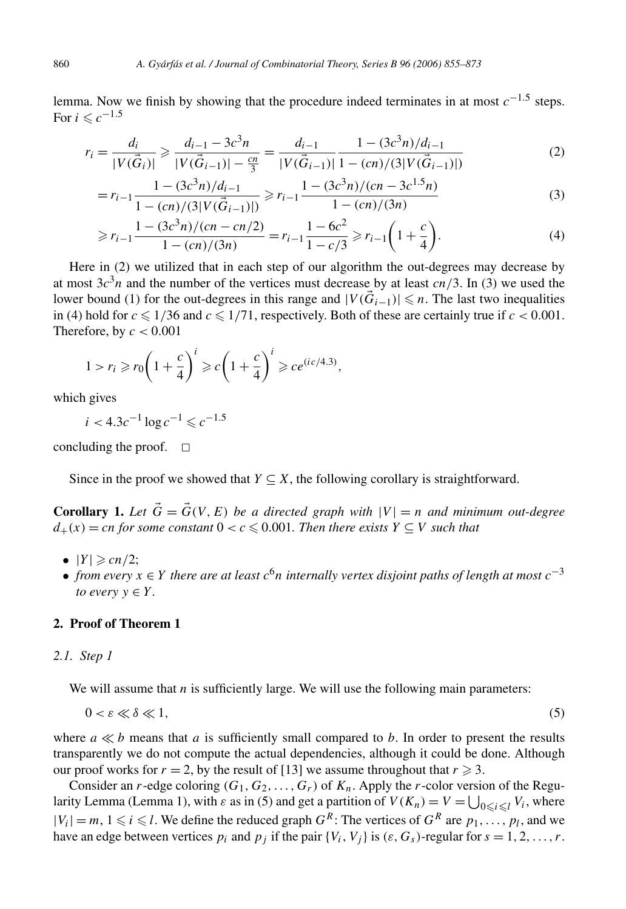lemma. Now we finish by showing that the procedure indeed terminates in at most $c^{-1.5}$ steps. For $i \leqslant c^{-1.5}$

$$r_i = \frac{d_i}{|V(\vec{G}_i)|} \geqslant \frac{d_{i-1} - 3c^3 n}{|V(\vec{G}_{i-1})| - \frac{cn}{3}} = \frac{d_{i-1}}{|V(\vec{G}_{i-1})|} \frac{1 - (3c^3 n)/d_{i-1}}{1 - (cn)/(3|V(\vec{G}_{i-1})|)} \tag{2}$$

$$= r_{i-1} \frac{1 - (3c^3 n)/d_{i-1}}{1 - (cn)/(3|V(\vec{G}_{i-1})|)} \geqslant r_{i-1} \frac{1 - (3c^3 n)/(cn - 3c^{1.5} n)}{1 - (cn)/(3n)} \tag{3}$$

$$\geqslant r_{i-1} \frac{1 - (3c^3 n)/(cn - cn/2)}{1 - (cn)/(3n)} = r_{i-1} \frac{1 - 6c^2}{1 - c/3} \geqslant r_{i-1}\left(1 + \frac{c}{4}\right). \tag{4}$$

Here in (2) we utilized that in each step of our algorithm the out-degrees may decrease by at most $3c^3 n$ and the number of the vertices must decrease by at least $cn/3$. In (3) we used the lower bound (1) for the out-degrees in this range and $|V(\vec{G}_{i-1})| \leqslant n$. The last two inequalities in (4) hold for $c \leqslant 1/36$ and $c \leqslant 1/71$, respectively. Both of these are certainly true if $c < 0.001$. Therefore, by $c < 0.001$

$$1 > r_i \geqslant r_0 \left(1 + \frac{c}{4}\right)^i \geqslant c\left(1 + \frac{c}{4}\right)^i \geqslant c e^{(ic/4.3)},$$

which gives

$$i < 4.3 c^{-1} \log c^{-1} \leqslant c^{-1.5}$$

concluding the proof. □

Since in the proof we showed that $Y \subseteq X$, the following corollary is straightforward.

**Corollary 1.** *Let $\vec{G} = \vec{G}(V, E)$ be a directed graph with $|V| = n$ and minimum out-degree $d_+(x) = cn$ for some constant $0 < c \leqslant 0.001$. Then there exists $Y \subseteq V$ such that*

- $|Y| \geqslant cn/2$;
- *from every $x \in Y$ there are at least $c^6 n$ internally vertex disjoint paths of length at most $c^{-3}$ to every $y \in Y$.*

## 2. Proof of Theorem 1

### 2.1. Step 1

We will assume that $n$ is sufficiently large. We will use the following main parameters:

$$0 < \varepsilon \ll \delta \ll 1, \tag{5}$$

where $a \ll b$ means that $a$ is sufficiently small compared to $b$. In order to present the results transparently we do not compute the actual dependencies, although it could be done. Although our proof works for $r = 2$, by the result of [13] we assume throughout that $r \geqslant 3$.

Consider an $r$-edge coloring $(G_1, G_2, \ldots, G_r)$ of $K_n$. Apply the $r$-color version of the Regularity Lemma (Lemma 1), with $\varepsilon$ as in (5) and get a partition of $V(K_n) = V = \bigcup_{0 \leqslant i \leqslant l} V_i$, where $|V_i| = m$, $1 \leqslant i \leqslant l$. We define the reduced graph $G^R$: The vertices of $G^R$ are $p_1, \ldots, p_l$, and we have an edge between vertices $p_i$ and $p_j$ if the pair $\{V_i, V_j\}$ is $(\varepsilon, G_s)$-regular for $s = 1, 2, \ldots, r$.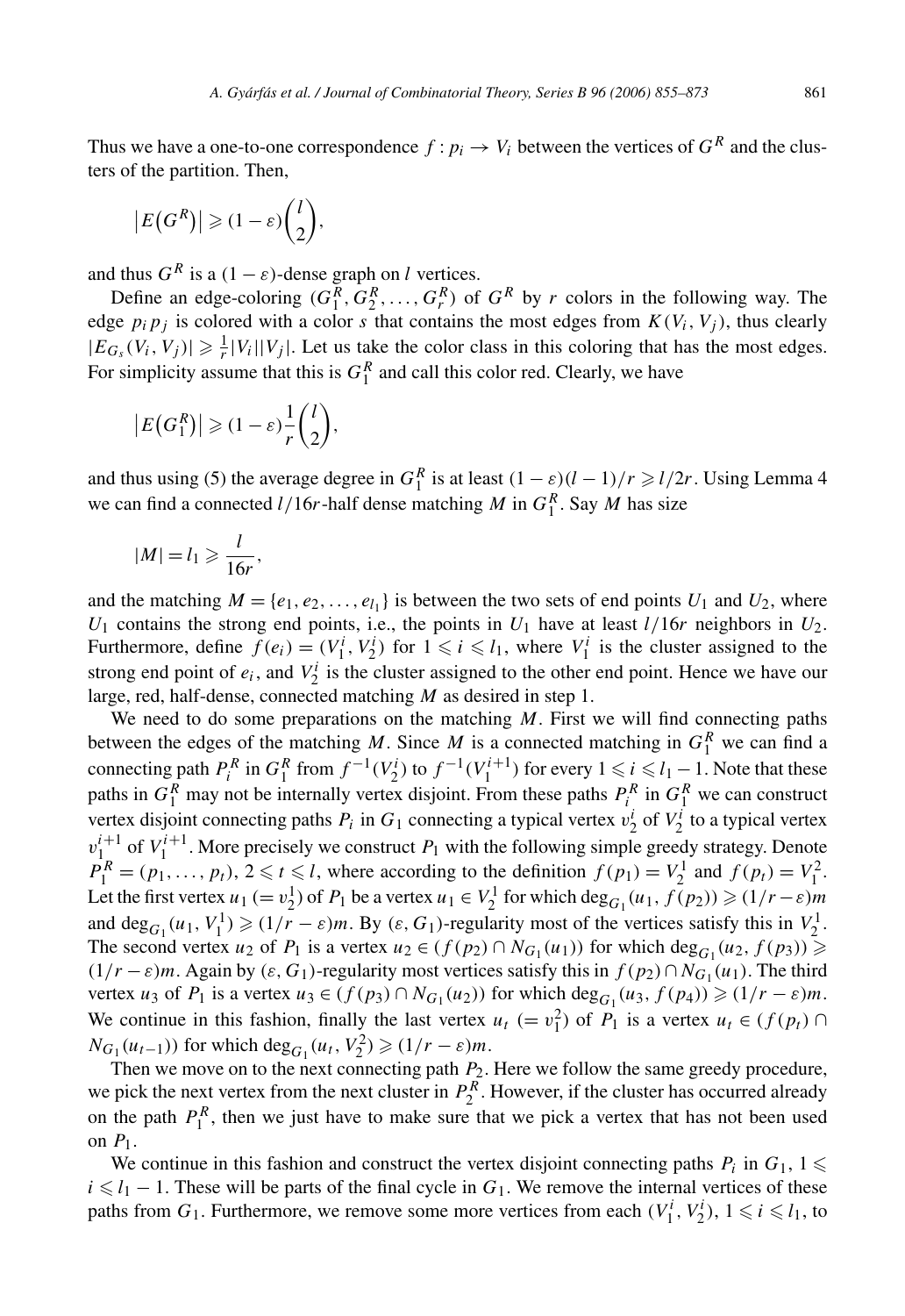Thus we have a one-to-one correspondence $f: p_i \to V_i$ between the vertices of $G^R$ and the clusters of the partition. Then,

$$\left|E\left(G^R\right)\right| \geqslant (1-\varepsilon)\binom{l}{2},$$

and thus $G^R$ is a $(1-\varepsilon)$-dense graph on $l$ vertices.

Define an edge-coloring $(G_1^R, G_2^R, \ldots, G_r^R)$ of $G^R$ by $r$ colors in the following way. The edge $p_i p_j$ is colored with a color $s$ that contains the most edges from $K(V_i, V_j)$, thus clearly $|E_{G_s}(V_i, V_j)| \geqslant \frac{1}{r}|V_i||V_j|$. Let us take the color class in this coloring that has the most edges. For simplicity assume that this is $G_1^R$ and call this color red. Clearly, we have

$$\left|E\left(G_1^R\right)\right| \geqslant (1-\varepsilon)\frac{1}{r}\binom{l}{2},$$

and thus using (5) the average degree in $G_1^R$ is at least $(1-\varepsilon)(l-1)/r \geqslant l/2r$. Using Lemma 4 we can find a connected $l/16r$-half dense matching $M$ in $G_1^R$. Say $M$ has size

$$|M| = l_1 \geqslant \frac{l}{16r},$$

and the matching $M = \{e_1, e_2, \ldots, e_{l_1}\}$ is between the two sets of end points $U_1$ and $U_2$, where $U_1$ contains the strong end points, i.e., the points in $U_1$ have at least $l/16r$ neighbors in $U_2$. Furthermore, define $f(e_i) = (V_1^i, V_2^i)$ for $1 \leqslant i \leqslant l_1$, where $V_1^i$ is the cluster assigned to the strong end point of $e_i$, and $V_2^i$ is the cluster assigned to the other end point. Hence we have our large, red, half-dense, connected matching $M$ as desired in step 1.

We need to do some preparations on the matching $M$. First we will find connecting paths between the edges of the matching $M$. Since $M$ is a connected matching in $G_1^R$ we can find a connecting path $P_i^R$ in $G_1^R$ from $f^{-1}(V_2^i)$ to $f^{-1}(V_1^{i+1})$ for every $1 \leqslant i \leqslant l_1 - 1$. Note that these paths in $G_1^R$ may not be internally vertex disjoint. From these paths $P_i^R$ in $G_1^R$ we can construct vertex disjoint connecting paths $P_i$ in $G_1$ connecting a typical vertex $v_2^i$ of $V_2^i$ to a typical vertex $v_1^{i+1}$ of $V_1^{i+1}$. More precisely we construct $P_1$ with the following simple greedy strategy. Denote $P_1^R = (p_1, \ldots, p_t)$, $2 \leqslant t \leqslant l$, where according to the definition $f(p_1) = V_2^1$ and $f(p_t) = V_1^2$. Let the first vertex $u_1$ $(= v_2^1)$ of $P_1$ be a vertex $u_1 \in V_2^1$ for which $\deg_{G_1}(u_1, f(p_2)) \geqslant (1/r - \varepsilon)m$ and $\deg_{G_1}(u_1, V_1^1) \geqslant (1/r - \varepsilon)m$. By $(\varepsilon, G_1)$-regularity most of the vertices satisfy this in $V_2^1$. The second vertex $u_2$ of $P_1$ is a vertex $u_2 \in (f(p_2) \cap N_{G_1}(u_1))$ for which $\deg_{G_1}(u_2, f(p_3)) \geqslant (1/r - \varepsilon)m$. Again by $(\varepsilon, G_1)$-regularity most vertices satisfy this in $f(p_2) \cap N_{G_1}(u_1)$. The third vertex $u_3$ of $P_1$ is a vertex $u_3 \in (f(p_3) \cap N_{G_1}(u_2))$ for which $\deg_{G_1}(u_3, f(p_4)) \geqslant (1/r - \varepsilon)m$. We continue in this fashion, finally the last vertex $u_t$ $(= v_1^2)$ of $P_1$ is a vertex $u_t \in (f(p_t) \cap N_{G_1}(u_{t-1}))$ for which $\deg_{G_1}(u_t, V_2^2) \geqslant (1/r - \varepsilon)m$.

Then we move on to the next connecting path $P_2$. Here we follow the same greedy procedure, we pick the next vertex from the next cluster in $P_2^R$. However, if the cluster has occurred already on the path $P_1^R$, then we just have to make sure that we pick a vertex that has not been used on $P_1$.

We continue in this fashion and construct the vertex disjoint connecting paths $P_i$ in $G_1$, $1 \leqslant i \leqslant l_1 - 1$. These will be parts of the final cycle in $G_1$. We remove the internal vertices of these paths from $G_1$. Furthermore, we remove some more vertices from each $(V_1^i, V_2^i)$, $1 \leqslant i \leqslant l_1$, to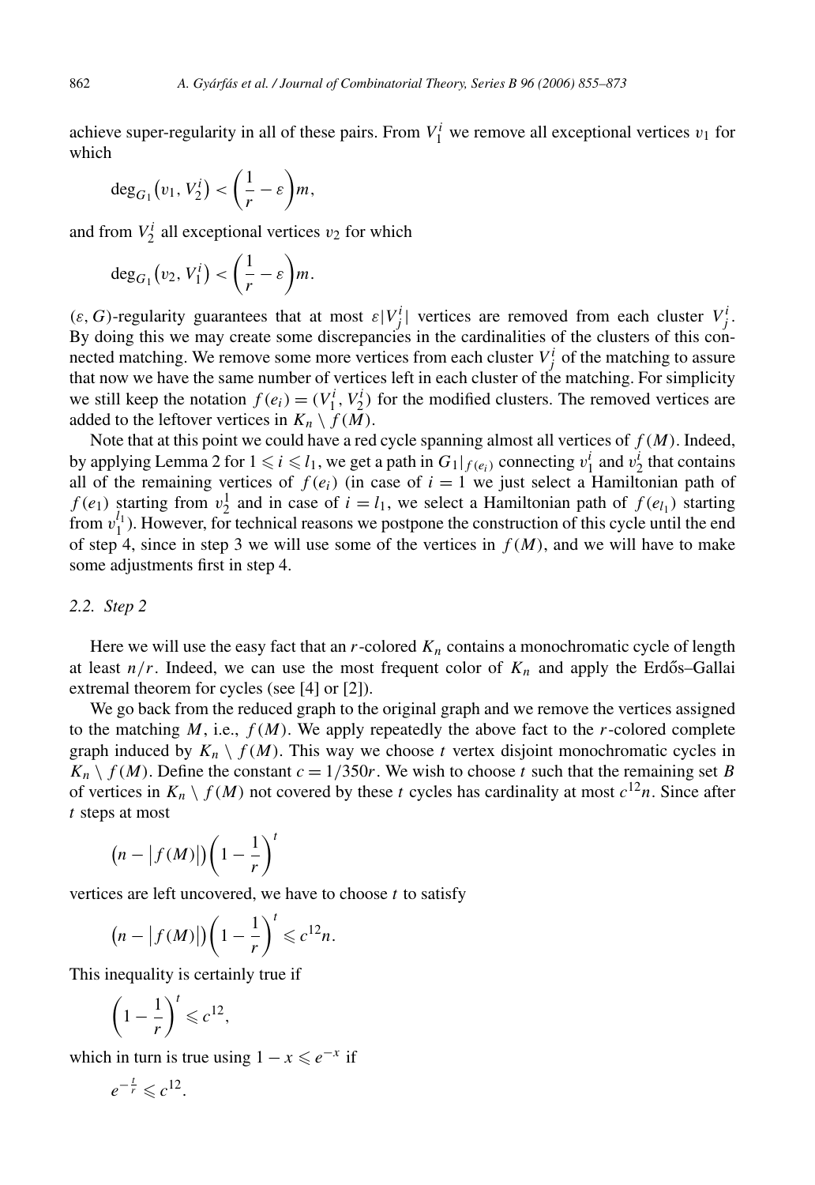achieve super-regularity in all of these pairs. From $V_1^i$ we remove all exceptional vertices $v_1$ for which

$$\deg_{G_1}(v_1, V_2^i) < \left(\frac{1}{r} - \varepsilon\right)m,$$

and from $V_2^i$ all exceptional vertices $v_2$ for which

$$\deg_{G_1}(v_2, V_1^i) < \left(\frac{1}{r} - \varepsilon\right)m.$$

$(\varepsilon, G)$-regularity guarantees that at most $\varepsilon|V_j^i|$ vertices are removed from each cluster $V_j^i$. By doing this we may create some discrepancies in the cardinalities of the clusters of this connected matching. We remove some more vertices from each cluster $V_j^i$ of the matching to assure that now we have the same number of vertices left in each cluster of the matching. For simplicity we still keep the notation $f(e_i) = (V_1^i, V_2^i)$ for the modified clusters. The removed vertices are added to the leftover vertices in $K_n \setminus f(M)$.

Note that at this point we could have a red cycle spanning almost all vertices of $f(M)$. Indeed, by applying Lemma 2 for $1 \leqslant i \leqslant l_1$, we get a path in $G_1|_{f(e_i)}$ connecting $v_1^i$ and $v_2^i$ that contains all of the remaining vertices of $f(e_i)$ (in case of $i = 1$ we just select a Hamiltonian path of $f(e_1)$ starting from $v_2^1$ and in case of $i = l_1$, we select a Hamiltonian path of $f(e_{l_1})$ starting from $v_1^{l_1}$). However, for technical reasons we postpone the construction of this cycle until the end of step 4, since in step 3 we will use some of the vertices in $f(M)$, and we will have to make some adjustments first in step 4.

### 2.2. Step 2

Here we will use the easy fact that an $r$-colored $K_n$ contains a monochromatic cycle of length at least $n/r$. Indeed, we can use the most frequent color of $K_n$ and apply the Erdős–Gallai extremal theorem for cycles (see [4] or [2]).

We go back from the reduced graph to the original graph and we remove the vertices assigned to the matching $M$, i.e., $f(M)$. We apply repeatedly the above fact to the $r$-colored complete graph induced by $K_n \setminus f(M)$. This way we choose $t$ vertex disjoint monochromatic cycles in $K_n \setminus f(M)$. Define the constant $c = 1/350r$. We wish to choose $t$ such that the remaining set $B$ of vertices in $K_n \setminus f(M)$ not covered by these $t$ cycles has cardinality at most $c^{12}n$. Since after $t$ steps at most

$$\left(n - |f(M)|\right)\left(1 - \frac{1}{r}\right)^t$$

vertices are left uncovered, we have to choose $t$ to satisfy

$$\left(n - |f(M)|\right)\left(1 - \frac{1}{r}\right)^t \leqslant c^{12}n.$$

This inequality is certainly true if

$$\left(1 - \frac{1}{r}\right)^t \leqslant c^{12},$$

which in turn is true using $1 - x \leqslant e^{-x}$ if

$$e^{-\frac{t}{r}} \leqslant c^{12}.$$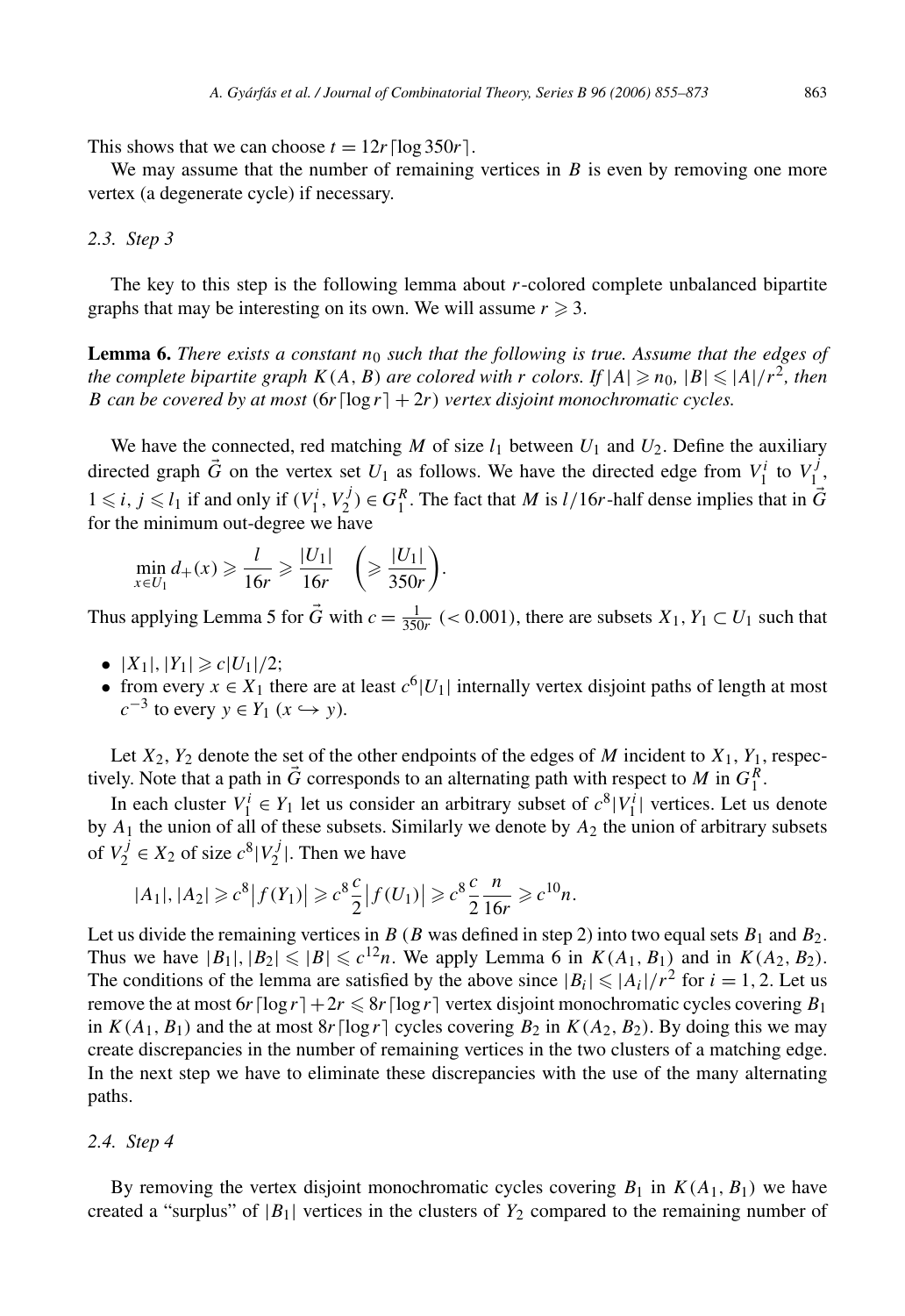This shows that we can choose $t = 12r\lceil \log 350r \rceil$.

We may assume that the number of remaining vertices in $B$ is even by removing one more vertex (a degenerate cycle) if necessary.

### 2.3. Step 3

The key to this step is the following lemma about $r$-colored complete unbalanced bipartite graphs that may be interesting on its own. We will assume $r \geqslant 3$.

**Lemma 6.** *There exists a constant $n_0$ such that the following is true. Assume that the edges of the complete bipartite graph $K(A, B)$ are colored with $r$ colors. If $|A| \geqslant n_0$, $|B| \leqslant |A|/r^2$, then $B$ can be covered by at most $(6r\lceil \log r \rceil + 2r)$ vertex disjoint monochromatic cycles.*

We have the connected, red matching $M$ of size $l_1$ between $U_1$ and $U_2$. Define the auxiliary directed graph $\vec{G}$ on the vertex set $U_1$ as follows. We have the directed edge from $V_1^i$ to $V_1^j$, $1 \leqslant i, j \leqslant l_1$ if and only if $(V_1^i, V_2^j) \in G_1^R$. The fact that $M$ is $l/16r$-half dense implies that in $\vec{G}$ for the minimum out-degree we have

$$\min_{x \in U_1} d_+(x) \geqslant \frac{l}{16r} \geqslant \frac{|U_1|}{16r} \quad \left( \geqslant \frac{|U_1|}{350r} \right).$$

Thus applying Lemma 5 for $\vec{G}$ with $c = \frac{1}{350r}$ ($< 0.001$), there are subsets $X_1, Y_1 \subset U_1$ such that

- $|X_1|, |Y_1| \geqslant c|U_1|/2$;
- from every $x \in X_1$ there are at least $c^6|U_1|$ internally vertex disjoint paths of length at most $c^{-3}$ to every $y \in Y_1$ ($x \hookrightarrow y$).

Let $X_2, Y_2$ denote the set of the other endpoints of the edges of $M$ incident to $X_1, Y_1$, respectively. Note that a path in $\vec{G}$ corresponds to an alternating path with respect to $M$ in $G_1^R$.

In each cluster $V_1^i \in Y_1$ let us consider an arbitrary subset of $c^8|V_1^i|$ vertices. Let us denote by $A_1$ the union of all of these subsets. Similarly we denote by $A_2$ the union of arbitrary subsets of $V_2^j \in X_2$ of size $c^8|V_2^j|$. Then we have

$$|A_1|, |A_2| \geqslant c^8 |f(Y_1)| \geqslant c^8 \frac{c}{2} |f(U_1)| \geqslant c^8 \frac{c}{2} \frac{n}{16r} \geqslant c^{10} n.$$

Let us divide the remaining vertices in $B$ ($B$ was defined in step 2) into two equal sets $B_1$ and $B_2$. Thus we have $|B_1|, |B_2| \leqslant |B| \leqslant c^{12}n$. We apply Lemma 6 in $K(A_1, B_1)$ and in $K(A_2, B_2)$. The conditions of the lemma are satisfied by the above since $|B_i| \leqslant |A_i|/r^2$ for $i = 1, 2$. Let us remove the at most $6r\lceil \log r \rceil + 2r \leqslant 8r\lceil \log r \rceil$ vertex disjoint monochromatic cycles covering $B_1$ in $K(A_1, B_1)$ and the at most $8r\lceil \log r \rceil$ cycles covering $B_2$ in $K(A_2, B_2)$. By doing this we may create discrepancies in the number of remaining vertices in the two clusters of a matching edge. In the next step we have to eliminate these discrepancies with the use of the many alternating paths.

### 2.4. Step 4

By removing the vertex disjoint monochromatic cycles covering $B_1$ in $K(A_1, B_1)$ we have created a "surplus" of $|B_1|$ vertices in the clusters of $Y_2$ compared to the remaining number of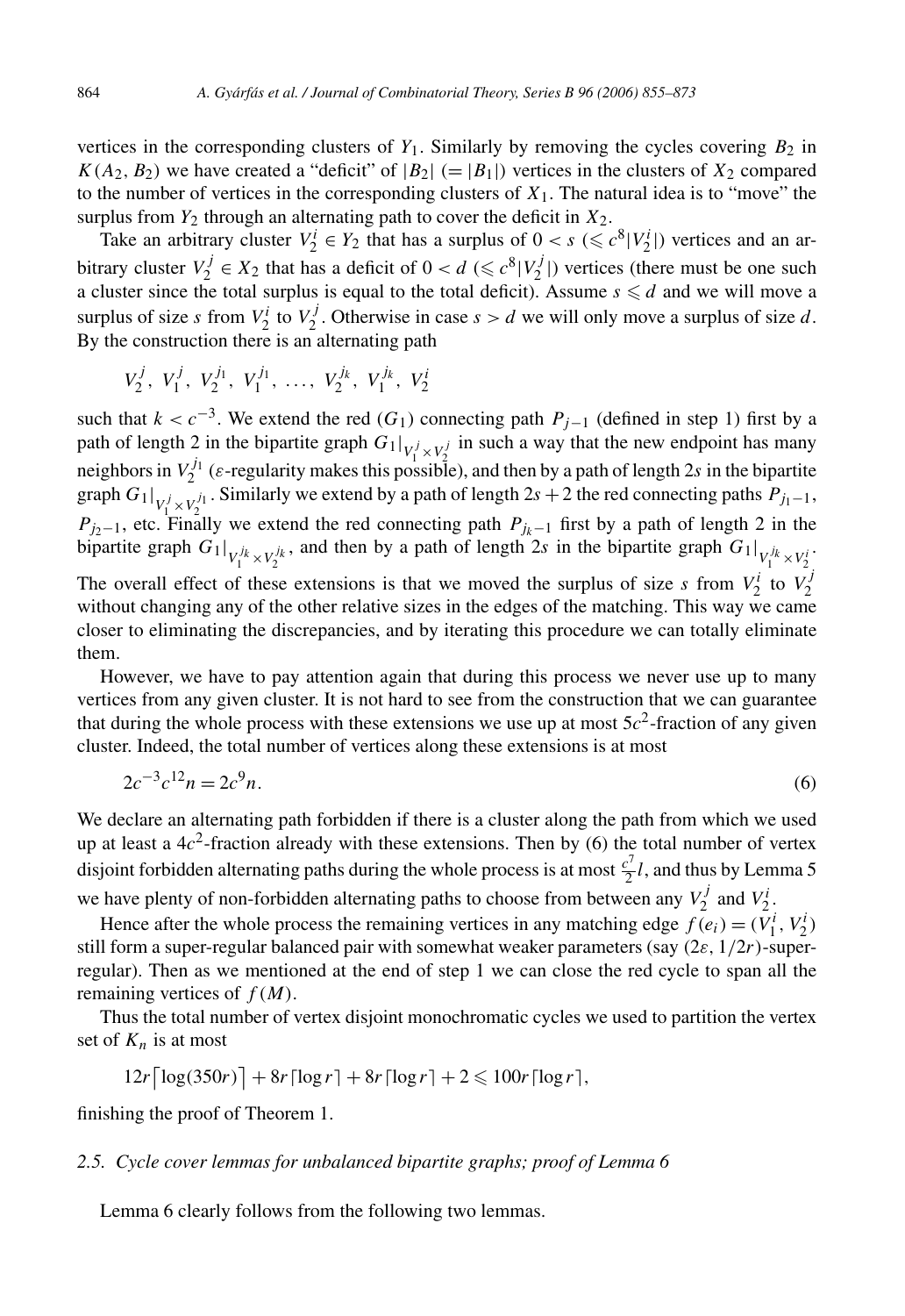vertices in the corresponding clusters of $Y_1$. Similarly by removing the cycles covering $B_2$ in $K(A_2, B_2)$ we have created a "deficit" of $|B_2|$ $(= |B_1|)$ vertices in the clusters of $X_2$ compared to the number of vertices in the corresponding clusters of $X_1$. The natural idea is to "move" the surplus from $Y_2$ through an alternating path to cover the deficit in $X_2$.

Take an arbitrary cluster $V_2^i \in Y_2$ that has a surplus of $0 < s$ $(\leqslant c^8|V_2^i|)$ vertices and an arbitrary cluster $V_2^j \in X_2$ that has a deficit of $0 < d$ $(\leqslant c^8|V_2^j|)$ vertices (there must be one such a cluster since the total surplus is equal to the total deficit). Assume $s \leqslant d$ and we will move a surplus of size $s$ from $V_2^i$ to $V_2^j$. Otherwise in case $s > d$ we will only move a surplus of size $d$. By the construction there is an alternating path

$$V_2^j,\ V_1^j,\ V_2^{j_1},\ V_1^{j_1},\ \ldots,\ V_2^{j_k},\ V_1^{j_k},\ V_2^i$$

such that $k < c^{-3}$. We extend the red ($G_1$) connecting path $P_{j-1}$ (defined in step 1) first by a path of length 2 in the bipartite graph $G_1|_{V_1^j \times V_2^j}$ in such a way that the new endpoint has many neighbors in $V_2^{j_1}$ ($\varepsilon$-regularity makes this possible), and then by a path of length $2s$ in the bipartite graph $G_1|_{V_1^j \times V_2^{j_1}}$. Similarly we extend by a path of length $2s+2$ the red connecting paths $P_{j_1-1}$, $P_{j_2-1}$, etc. Finally we extend the red connecting path $P_{j_k-1}$ first by a path of length 2 in the bipartite graph $G_1|_{V_1^{j_k} \times V_2^{j_k}}$, and then by a path of length $2s$ in the bipartite graph $G_1|_{V_1^{j_k} \times V_2^i}$. The overall effect of these extensions is that we moved the surplus of size $s$ from $V_2^i$ to $V_2^j$ without changing any of the other relative sizes in the edges of the matching. This way we came closer to eliminating the discrepancies, and by iterating this procedure we can totally eliminate them.

However, we have to pay attention again that during this process we never use up to many vertices from any given cluster. It is not hard to see from the construction that we can guarantee that during the whole process with these extensions we use up at most $5c^2$-fraction of any given cluster. Indeed, the total number of vertices along these extensions is at most

$$2c^{-3}c^{12}n = 2c^9 n. \tag{6}$$

We declare an alternating path forbidden if there is a cluster along the path from which we used up at least a $4c^2$-fraction already with these extensions. Then by (6) the total number of vertex disjoint forbidden alternating paths during the whole process is at most $\frac{c^7}{2}l$, and thus by Lemma 5 we have plenty of non-forbidden alternating paths to choose from between any $V_2^j$ and $V_2^i$.

Hence after the whole process the remaining vertices in any matching edge $f(e_i) = (V_1^i, V_2^i)$ still form a super-regular balanced pair with somewhat weaker parameters (say $(2\varepsilon, 1/2r)$-super-regular). Then as we mentioned at the end of step 1 we can close the red cycle to span all the remaining vertices of $f(M)$.

Thus the total number of vertex disjoint monochromatic cycles we used to partition the vertex set of $K_n$ is at most

$$12r\lceil \log(350r)\rceil + 8r\lceil \log r\rceil + 8r\lceil \log r\rceil + 2 \leqslant 100r\lceil \log r\rceil,$$

finishing the proof of Theorem 1.

### 2.5. Cycle cover lemmas for unbalanced bipartite graphs; proof of Lemma 6

Lemma 6 clearly follows from the following two lemmas.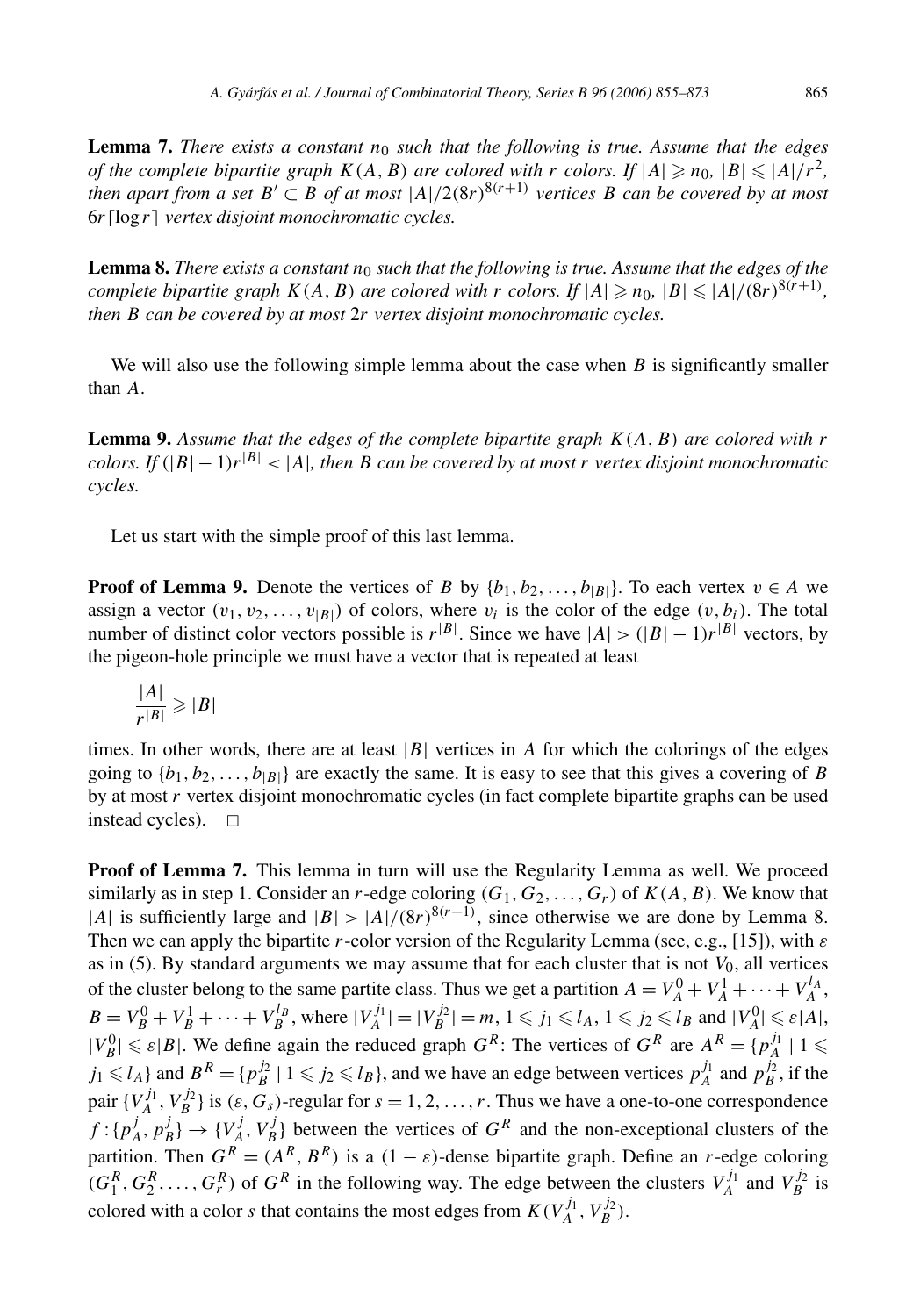**Lemma 7.** *There exists a constant $n_0$ such that the following is true. Assume that the edges of the complete bipartite graph $K(A,B)$ are colored with $r$ colors. If $|A| \geqslant n_0$, $|B| \leqslant |A|/r^2$, then apart from a set $B' \subset B$ of at most $|A|/2(8r)^{8(r+1)}$ vertices $B$ can be covered by at most $6r\lceil \log r \rceil$ vertex disjoint monochromatic cycles.*

**Lemma 8.** *There exists a constant $n_0$ such that the following is true. Assume that the edges of the complete bipartite graph $K(A,B)$ are colored with $r$ colors. If $|A| \geqslant n_0$, $|B| \leqslant |A|/(8r)^{8(r+1)}$, then $B$ can be covered by at most $2r$ vertex disjoint monochromatic cycles.*

We will also use the following simple lemma about the case when $B$ is significantly smaller than $A$.

**Lemma 9.** *Assume that the edges of the complete bipartite graph $K(A,B)$ are colored with $r$ colors. If $(|B|-1)r^{|B|} < |A|$, then $B$ can be covered by at most $r$ vertex disjoint monochromatic cycles.*

Let us start with the simple proof of this last lemma.

**Proof of Lemma 9.** Denote the vertices of $B$ by $\{b_1, b_2, \ldots, b_{|B|}\}$. To each vertex $v \in A$ we assign a vector $(v_1, v_2, \ldots, v_{|B|})$ of colors, where $v_i$ is the color of the edge $(v, b_i)$. The total number of distinct color vectors possible is $r^{|B|}$. Since we have $|A| > (|B|-1)r^{|B|}$ vectors, by the pigeon-hole principle we must have a vector that is repeated at least

$$\frac{|A|}{r^{|B|}} \geqslant |B|$$

times. In other words, there are at least $|B|$ vertices in $A$ for which the colorings of the edges going to $\{b_1, b_2, \ldots, b_{|B|}\}$ are exactly the same. It is easy to see that this gives a covering of $B$ by at most $r$ vertex disjoint monochromatic cycles (in fact complete bipartite graphs can be used instead cycles). $\square$

**Proof of Lemma 7.** This lemma in turn will use the Regularity Lemma as well. We proceed similarly as in step 1. Consider an $r$-edge coloring $(G_1, G_2, \ldots, G_r)$ of $K(A,B)$. We know that $|A|$ is sufficiently large and $|B| > |A|/(8r)^{8(r+1)}$, since otherwise we are done by Lemma 8. Then we can apply the bipartite $r$-color version of the Regularity Lemma (see, e.g., [15]), with $\varepsilon$ as in (5). By standard arguments we may assume that for each cluster that is not $V_0$, all vertices of the cluster belong to the same partite class. Thus we get a partition $A = V_A^0 + V_A^1 + \cdots + V_A^{l_A}$, $B = V_B^0 + V_B^1 + \cdots + V_B^{l_B}$, where $|V_A^{j_1}| = |V_B^{j_2}| = m$, $1 \leqslant j_1 \leqslant l_A$, $1 \leqslant j_2 \leqslant l_B$ and $|V_A^0| \leqslant \varepsilon|A|$, $|V_B^0| \leqslant \varepsilon|B|$. We define again the reduced graph $G^R$: The vertices of $G^R$ are $A^R = \{p_A^{j_1} \mid 1 \leqslant j_1 \leqslant l_A\}$ and $B^R = \{p_B^{j_2} \mid 1 \leqslant j_2 \leqslant l_B\}$, and we have an edge between vertices $p_A^{j_1}$ and $p_B^{j_2}$, if the pair $\{V_A^{j_1}, V_B^{j_2}\}$ is $(\varepsilon, G_s)$-regular for $s = 1, 2, \ldots, r$. Thus we have a one-to-one correspondence $f : \{p_A^j, p_B^j\} \to \{V_A^j, V_B^j\}$ between the vertices of $G^R$ and the non-exceptional clusters of the partition. Then $G^R = (A^R, B^R)$ is a $(1-\varepsilon)$-dense bipartite graph. Define an $r$-edge coloring $(G_1^R, G_2^R, \ldots, G_r^R)$ of $G^R$ in the following way. The edge between the clusters $V_A^{j_1}$ and $V_B^{j_2}$ is colored with a color $s$ that contains the most edges from $K(V_A^{j_1}, V_B^{j_2})$.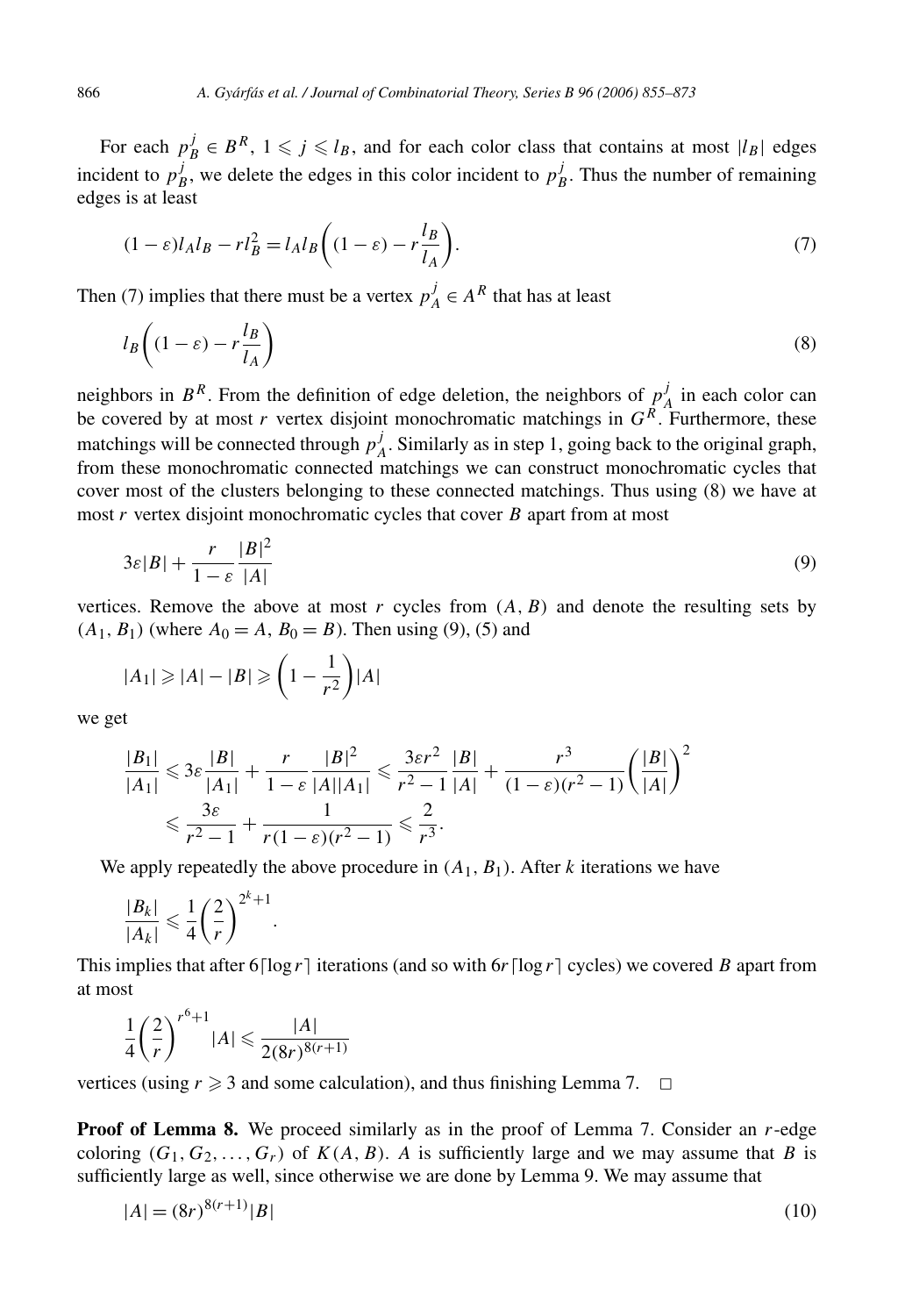For each $p_B^j \in B^R$, $1 \leqslant j \leqslant l_B$, and for each color class that contains at most $|l_B|$ edges incident to $p_B^j$, we delete the edges in this color incident to $p_B^j$. Thus the number of remaining edges is at least

$$(1-\varepsilon)l_A l_B - r l_B^2 = l_A l_B\left((1-\varepsilon) - r\frac{l_B}{l_A}\right). \tag{7}$$

Then (7) implies that there must be a vertex $p_A^j \in A^R$ that has at least

$$l_B\left((1-\varepsilon) - r\frac{l_B}{l_A}\right) \tag{8}$$

neighbors in $B^R$. From the definition of edge deletion, the neighbors of $p_A^j$ in each color can be covered by at most $r$ vertex disjoint monochromatic matchings in $G^R$. Furthermore, these matchings will be connected through $p_A^j$. Similarly as in step 1, going back to the original graph, from these monochromatic connected matchings we can construct monochromatic cycles that cover most of the clusters belonging to these connected matchings. Thus using (8) we have at most $r$ vertex disjoint monochromatic cycles that cover $B$ apart from at most

$$3\varepsilon|B| + \frac{r}{1-\varepsilon}\frac{|B|^2}{|A|} \tag{9}$$

vertices. Remove the above at most $r$ cycles from $(A, B)$ and denote the resulting sets by $(A_1, B_1)$ (where $A_0 = A$, $B_0 = B$). Then using (9), (5) and

$$|A_1| \geqslant |A| - |B| \geqslant \left(1 - \frac{1}{r^2}\right)|A|$$

we get

$$\frac{|B_1|}{|A_1|} \leqslant 3\varepsilon\frac{|B|}{|A_1|} + \frac{r}{1-\varepsilon}\frac{|B|^2}{|A||A_1|} \leqslant \frac{3\varepsilon r^2}{r^2-1}\frac{|B|}{|A|} + \frac{r^3}{(1-\varepsilon)(r^2-1)}\left(\frac{|B|}{|A|}\right)^2$$
$$\leqslant \frac{3\varepsilon}{r^2-1} + \frac{1}{r(1-\varepsilon)(r^2-1)} \leqslant \frac{2}{r^3}.$$

We apply repeatedly the above procedure in $(A_1, B_1)$. After $k$ iterations we have

$$\frac{|B_k|}{|A_k|} \leqslant \frac{1}{4}\left(\frac{2}{r}\right)^{2^k+1}.$$

This implies that after $6\lceil \log r\rceil$ iterations (and so with $6r\lceil \log r\rceil$ cycles) we covered $B$ apart from at most

$$\frac{1}{4}\left(\frac{2}{r}\right)^{r^6+1}|A| \leqslant \frac{|A|}{2(8r)^{8(r+1)}}$$

vertices (using $r \geqslant 3$ and some calculation), and thus finishing Lemma 7. $\square$

**Proof of Lemma 8.** We proceed similarly as in the proof of Lemma 7. Consider an $r$-edge coloring $(G_1, G_2, \ldots, G_r)$ of $K(A, B)$. $A$ is sufficiently large and we may assume that $B$ is sufficiently large as well, since otherwise we are done by Lemma 9. We may assume that

$$|A| = (8r)^{8(r+1)}|B| \tag{10}$$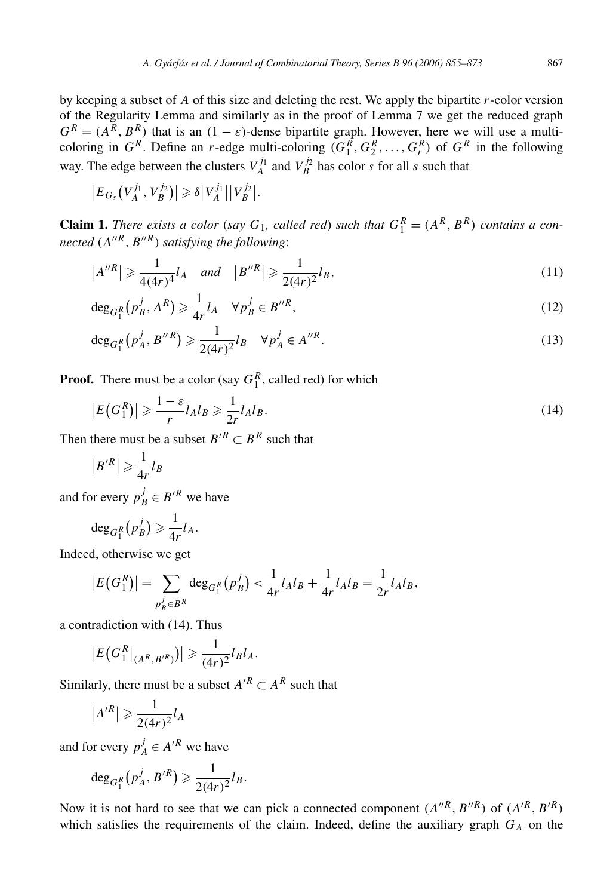by keeping a subset of $A$ of this size and deleting the rest. We apply the bipartite $r$-color version of the Regularity Lemma and similarly as in the proof of Lemma 7 we get the reduced graph $G^R = (A^R, B^R)$ that is an $(1-\varepsilon)$-dense bipartite graph. However, here we will use a multi-coloring in $G^R$. Define an $r$-edge multi-coloring $(G_1^R, G_2^R, \dots, G_r^R)$ of $G^R$ in the following way. The edge between the clusters $V_A^{j_1}$ and $V_B^{j_2}$ has color $s$ for all $s$ such that

$$\left|E_{G_s}\left(V_A^{j_1}, V_B^{j_2}\right)\right| \geqslant \delta \left|V_A^{j_1}\right| \left|V_B^{j_2}\right|.$$

**Claim 1.** *There exists a color* (*say* $G_1$, *called red*) *such that* $G_1^R = (A^R, B^R)$ *contains a connected* $(A''^R, B''^R)$ *satisfying the following*:

$$\left|A''^R\right| \geqslant \frac{1}{4(4r)^4} l_A \quad \textit{and} \quad \left|B''^R\right| \geqslant \frac{1}{2(4r)^2} l_B, \tag{11}$$

$$\deg_{G_1^R}\left(p_B^j, A^R\right) \geqslant \frac{1}{4r} l_A \quad \forall p_B^j \in B''^R, \tag{12}$$

$$\deg_{G_1^R}\left(p_A^j, B''^R\right) \geqslant \frac{1}{2(4r)^2} l_B \quad \forall p_A^j \in A''^R. \tag{13}$$

**Proof.** There must be a color (say $G_1^R$, called red) for which

$$\left|E\left(G_1^R\right)\right| \geqslant \frac{1-\varepsilon}{r} l_A l_B \geqslant \frac{1}{2r} l_A l_B. \tag{14}$$

Then there must be a subset $B'^R \subset B^R$ such that

$$\left|B'^R\right| \geqslant \frac{1}{4r} l_B$$

and for every $p_B^j \in B'^R$ we have

$$\deg_{G_1^R}\left(p_B^j\right) \geqslant \frac{1}{4r} l_A.$$

Indeed, otherwise we get

$$\left|E\left(G_1^R\right)\right| = \sum_{p_B^j \in B^R} \deg_{G_1^R}\left(p_B^j\right) < \frac{1}{4r} l_A l_B + \frac{1}{4r} l_A l_B = \frac{1}{2r} l_A l_B,$$

a contradiction with (14). Thus

$$\left|E\left(G_1^R\big|_{(A^R, B'^R)}\right)\right| \geqslant \frac{1}{(4r)^2} l_B l_A.$$

Similarly, there must be a subset $A'^R \subset A^R$ such that

$$\left|A'^R\right| \geqslant \frac{1}{2(4r)^2} l_A$$

and for every $p_A^j \in A'^R$ we have

$$\deg_{G_1^R}\left(p_A^j, B'^R\right) \geqslant \frac{1}{2(4r)^2} l_B.$$

Now it is not hard to see that we can pick a connected component $(A''^R, B''^R)$ of $(A'^R, B'^R)$ which satisfies the requirements of the claim. Indeed, define the auxiliary graph $G_A$ on the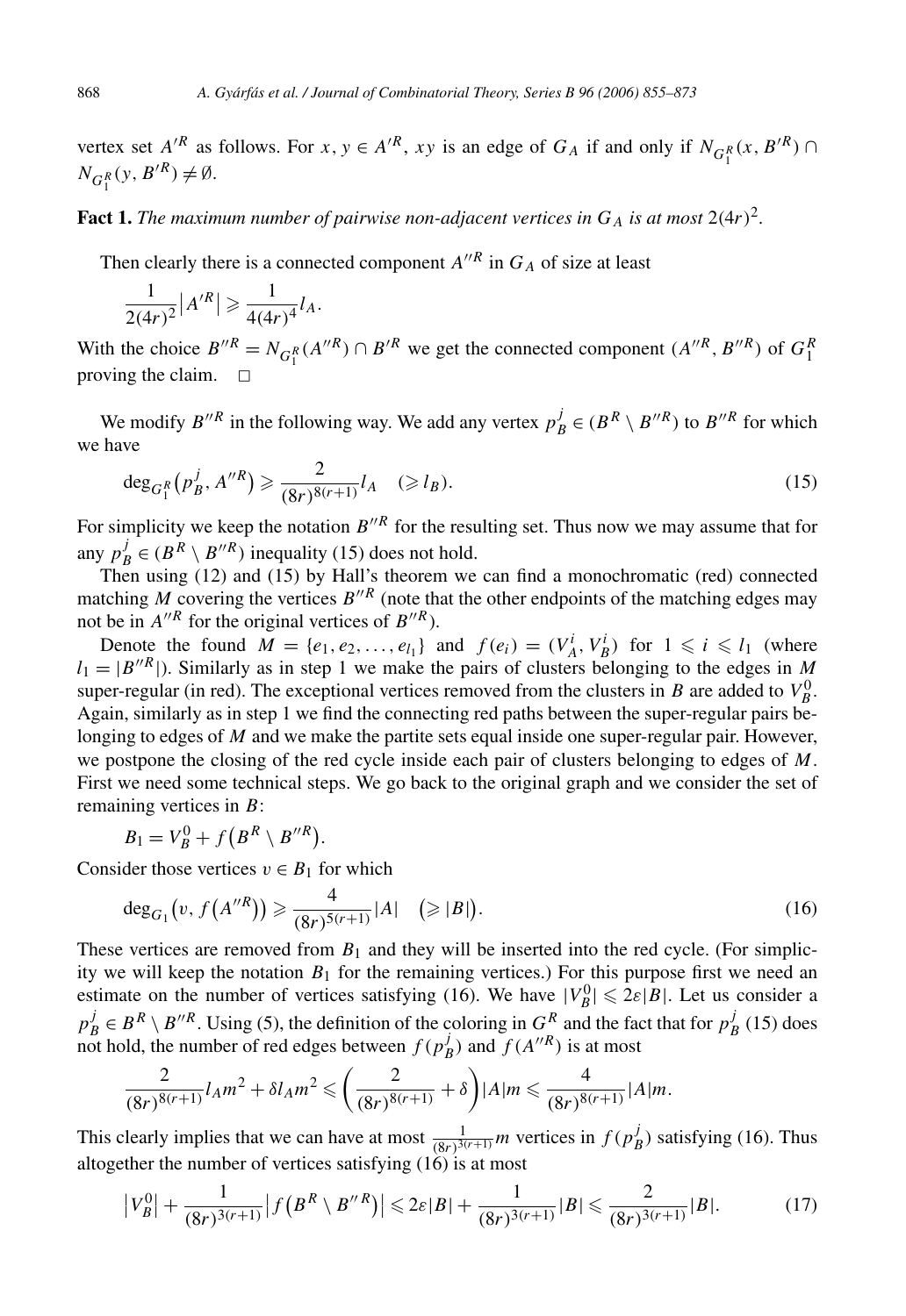vertex set $A'^R$ as follows. For $x, y \in A'^R$, $xy$ is an edge of $G_A$ if and only if $N_{G_1^R}(x, B'^R) \cap N_{G_1^R}(y, B'^R) \neq \emptyset$.

**Fact 1.** *The maximum number of pairwise non-adjacent vertices in $G_A$ is at most $2(4r)^2$.*

Then clearly there is a connected component $A''^R$ in $G_A$ of size at least

$$\frac{1}{2(4r)^2}\left|A'^R\right| \geqslant \frac{1}{4(4r)^4} l_A.$$

With the choice $B''^R = N_{G_1^R}(A''^R) \cap B'^R$ we get the connected component $(A''^R, B''^R)$ of $G_1^R$ proving the claim. $\square$

We modify $B''^R$ in the following way. We add any vertex $p_B^j \in (B^R \setminus B''^R)$ to $B''^R$ for which we have

$$\deg_{G_1^R}\left(p_B^j, A''^R\right) \geqslant \frac{2}{(8r)^{8(r+1)}} l_A \quad (\geqslant l_B). \tag{15}$$

For simplicity we keep the notation $B''^R$ for the resulting set. Thus now we may assume that for any $p_B^j \in (B^R \setminus B''^R)$ inequality (15) does not hold.

Then using (12) and (15) by Hall's theorem we can find a monochromatic (red) connected matching $M$ covering the vertices $B''^R$ (note that the other endpoints of the matching edges may not be in $A''^R$ for the original vertices of $B''^R$).

Denote the found $M = \{e_1, e_2, \ldots, e_{l_1}\}$ and $f(e_i) = (V_A^i, V_B^i)$ for $1 \leqslant i \leqslant l_1$ (where $l_1 = |B''^R|$). Similarly as in step 1 we make the pairs of clusters belonging to the edges in $M$ super-regular (in red). The exceptional vertices removed from the clusters in $B$ are added to $V_B^0$. Again, similarly as in step 1 we find the connecting red paths between the super-regular pairs belonging to edges of $M$ and we make the partite sets equal inside one super-regular pair. However, we postpone the closing of the red cycle inside each pair of clusters belonging to edges of $M$. First we need some technical steps. We go back to the original graph and we consider the set of remaining vertices in $B$:

$$B_1 = V_B^0 + f\left(B^R \setminus B''^R\right).$$

Consider those vertices $v \in B_1$ for which

$$\deg_{G_1}\left(v, f\left(A''^R\right)\right) \geqslant \frac{4}{(8r)^{5(r+1)}}|A| \quad \left(\geqslant |B|\right). \tag{16}$$

These vertices are removed from $B_1$ and they will be inserted into the red cycle. (For simplicity we will keep the notation $B_1$ for the remaining vertices.) For this purpose first we need an estimate on the number of vertices satisfying (16). We have $|V_B^0| \leqslant 2\varepsilon|B|$. Let us consider a $p_B^j \in B^R \setminus B''^R$. Using (5), the definition of the coloring in $G^R$ and the fact that for $p_B^j$ (15) does not hold, the number of red edges between $f(p_B^j)$ and $f(A''^R)$ is at most

$$\frac{2}{(8r)^{8(r+1)}} l_A m^2 + \delta l_A m^2 \leqslant \left(\frac{2}{(8r)^{8(r+1)}} + \delta\right)|A|m \leqslant \frac{4}{(8r)^{8(r+1)}}|A|m.$$

This clearly implies that we can have at most $\frac{1}{(8r)^{3(r+1)}} m$ vertices in $f(p_B^j)$ satisfying (16). Thus altogether the number of vertices satisfying (16) is at most

$$\left|V_B^0\right| + \frac{1}{(8r)^{3(r+1)}}\left|f\left(B^R \setminus B''^R\right)\right| \leqslant 2\varepsilon|B| + \frac{1}{(8r)^{3(r+1)}}|B| \leqslant \frac{2}{(8r)^{3(r+1)}}|B|. \tag{17}$$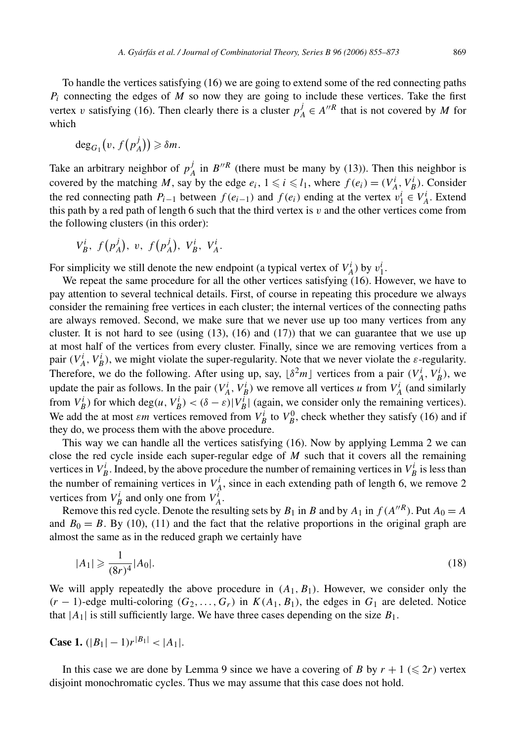To handle the vertices satisfying (16) we are going to extend some of the red connecting paths $P_i$ connecting the edges of $M$ so now they are going to include these vertices. Take the first vertex $v$ satisfying (16). Then clearly there is a cluster $p_A^j \in A''^R$ that is not covered by $M$ for which

$$\deg_{G_1}\big(v, f\big(p_A^j\big)\big) \geqslant \delta m.$$

Take an arbitrary neighbor of $p_A^j$ in $B''^R$ (there must be many by (13)). Then this neighbor is covered by the matching $M$, say by the edge $e_i$, $1 \leqslant i \leqslant l_1$, where $f(e_i) = (V_A^i, V_B^i)$. Consider the red connecting path $P_{i-1}$ between $f(e_{i-1})$ and $f(e_i)$ ending at the vertex $v_1^i \in V_A^i$. Extend this path by a red path of length 6 such that the third vertex is $v$ and the other vertices come from the following clusters (in this order):

$$V_B^i,\ f\big(p_A^j\big),\ v,\ f\big(p_A^j\big),\ V_B^i,\ V_A^i.$$

For simplicity we still denote the new endpoint (a typical vertex of $V_A^i$) by $v_1^i$.

We repeat the same procedure for all the other vertices satisfying (16). However, we have to pay attention to several technical details. First, of course in repeating this procedure we always consider the remaining free vertices in each cluster; the internal vertices of the connecting paths are always removed. Second, we make sure that we never use up too many vertices from any cluster. It is not hard to see (using (13), (16) and (17)) that we can guarantee that we use up at most half of the vertices from every cluster. Finally, since we are removing vertices from a pair $(V_A^i, V_B^i)$, we might violate the super-regularity. Note that we never violate the $\varepsilon$-regularity. Therefore, we do the following. After using up, say, $\lfloor \delta^2 m \rfloor$ vertices from a pair $(V_A^i, V_B^i)$, we update the pair as follows. In the pair $(V_A^i, V_B^i)$ we remove all vertices $u$ from $V_A^i$ (and similarly from $V_B^i$) for which $\deg(u, V_B^i) < (\delta - \varepsilon)|V_B^i|$ (again, we consider only the remaining vertices). We add the at most $\varepsilon m$ vertices removed from $V_B^i$ to $V_B^0$, check whether they satisfy (16) and if they do, we process them with the above procedure.

This way we can handle all the vertices satisfying (16). Now by applying Lemma 2 we can close the red cycle inside each super-regular edge of $M$ such that it covers all the remaining vertices in $V_B^i$. Indeed, by the above procedure the number of remaining vertices in $V_B^i$ is less than the number of remaining vertices in $V_A^i$, since in each extending path of length 6, we remove 2 vertices from $V_B^i$ and only one from $V_A^i$.

Remove this red cycle. Denote the resulting sets by $B_1$ in $B$ and by $A_1$ in $f(A''^R)$. Put $A_0 = A$ and $B_0 = B$. By (10), (11) and the fact that the relative proportions in the original graph are almost the same as in the reduced graph we certainly have

$$|A_1| \geqslant \frac{1}{(8r)^4}|A_0|. \tag{18}$$

We will apply repeatedly the above procedure in $(A_1, B_1)$. However, we consider only the $(r-1)$-edge multi-coloring $(G_2, \ldots, G_r)$ in $K(A_1, B_1)$, the edges in $G_1$ are deleted. Notice that $|A_1|$ is still sufficiently large. We have three cases depending on the size $B_1$.

**Case 1.** $(|B_1| - 1)r^{|B_1|} < |A_1|$.

In this case we are done by Lemma 9 since we have a covering of $B$ by $r + 1$ ($\leqslant 2r$) vertex disjoint monochromatic cycles. Thus we may assume that this case does not hold.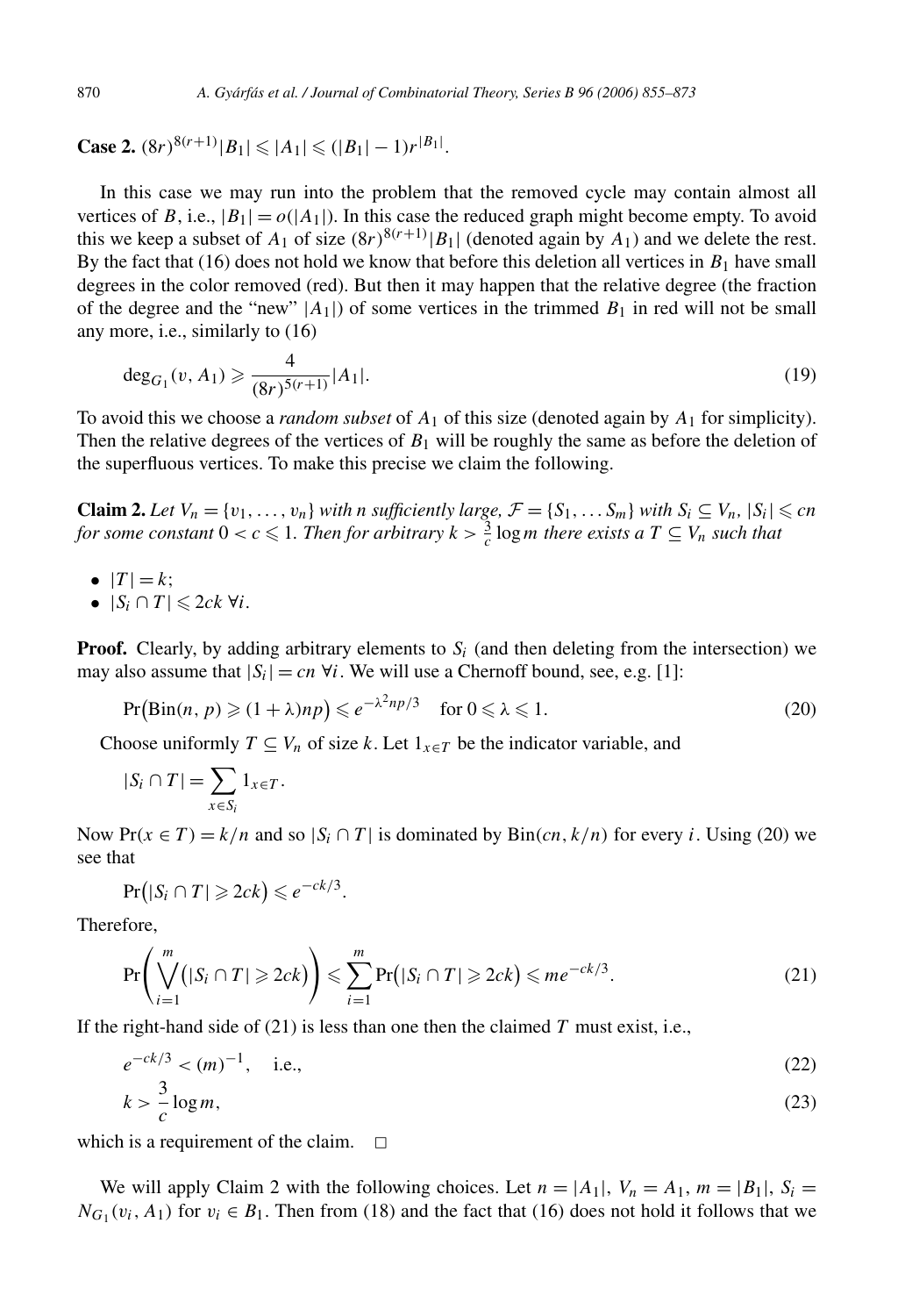**Case 2.** $(8r)^{8(r+1)}|B_1| \leqslant |A_1| \leqslant (|B_1|-1)r^{|B_1|}$.

In this case we may run into the problem that the removed cycle may contain almost all vertices of $B$, i.e., $|B_1| = o(|A_1|)$. In this case the reduced graph might become empty. To avoid this we keep a subset of $A_1$ of size $(8r)^{8(r+1)}|B_1|$ (denoted again by $A_1$) and we delete the rest. By the fact that (16) does not hold we know that before this deletion all vertices in $B_1$ have small degrees in the color removed (red). But then it may happen that the relative degree (the fraction of the degree and the "new" $|A_1|$) of some vertices in the trimmed $B_1$ in red will not be small any more, i.e., similarly to (16)

$$\deg_{G_1}(v, A_1) \geqslant \frac{4}{(8r)^{5(r+1)}}|A_1|. \tag{19}$$

To avoid this we choose a *random subset* of $A_1$ of this size (denoted again by $A_1$ for simplicity). Then the relative degrees of the vertices of $B_1$ will be roughly the same as before the deletion of the superfluous vertices. To make this precise we claim the following.

**Claim 2.** *Let $V_n = \{v_1, \dots, v_n\}$ with $n$ sufficiently large, $\mathcal{F} = \{S_1, \dots S_m\}$ with $S_i \subseteq V_n$, $|S_i| \leqslant cn$ for some constant $0 < c \leqslant 1$. Then for arbitrary $k > \frac{3}{c}\log m$ there exists a $T \subseteq V_n$ such that*

- $|T| = k$;
- $|S_i \cap T| \leqslant 2ck \ \forall i$.

**Proof.** Clearly, by adding arbitrary elements to $S_i$ (and then deleting from the intersection) we may also assume that $|S_i| = cn \ \forall i$. We will use a Chernoff bound, see, e.g. [1]:

$$\Pr\big(\mathrm{Bin}(n, p) \geqslant (1+\lambda)np\big) \leqslant e^{-\lambda^2 np/3} \quad \text{for } 0 \leqslant \lambda \leqslant 1. \tag{20}$$

Choose uniformly $T \subseteq V_n$ of size $k$. Let $1_{x\in T}$ be the indicator variable, and

$$|S_i \cap T| = \sum_{x\in S_i} 1_{x\in T}.$$

Now $\Pr(x \in T) = k/n$ and so $|S_i \cap T|$ is dominated by $\mathrm{Bin}(cn, k/n)$ for every $i$. Using (20) we see that

$$\Pr\big(|S_i \cap T| \geqslant 2ck\big) \leqslant e^{-ck/3}.$$

Therefore,

$$\Pr\left(\bigvee_{i=1}^{m}\big(|S_i \cap T| \geqslant 2ck\big)\right) \leqslant \sum_{i=1}^{m}\Pr\big(|S_i \cap T| \geqslant 2ck\big) \leqslant m e^{-ck/3}. \tag{21}$$

If the right-hand side of (21) is less than one then the claimed $T$ must exist, i.e.,

$$e^{-ck/3} < (m)^{-1}, \quad \text{i.e.,} \tag{22}$$

$$k > \frac{3}{c}\log m, \tag{23}$$

which is a requirement of the claim. $\square$

We will apply Claim 2 with the following choices. Let $n = |A_1|$, $V_n = A_1$, $m = |B_1|$, $S_i = N_{G_1}(v_i, A_1)$ for $v_i \in B_1$. Then from (18) and the fact that (16) does not hold it follows that we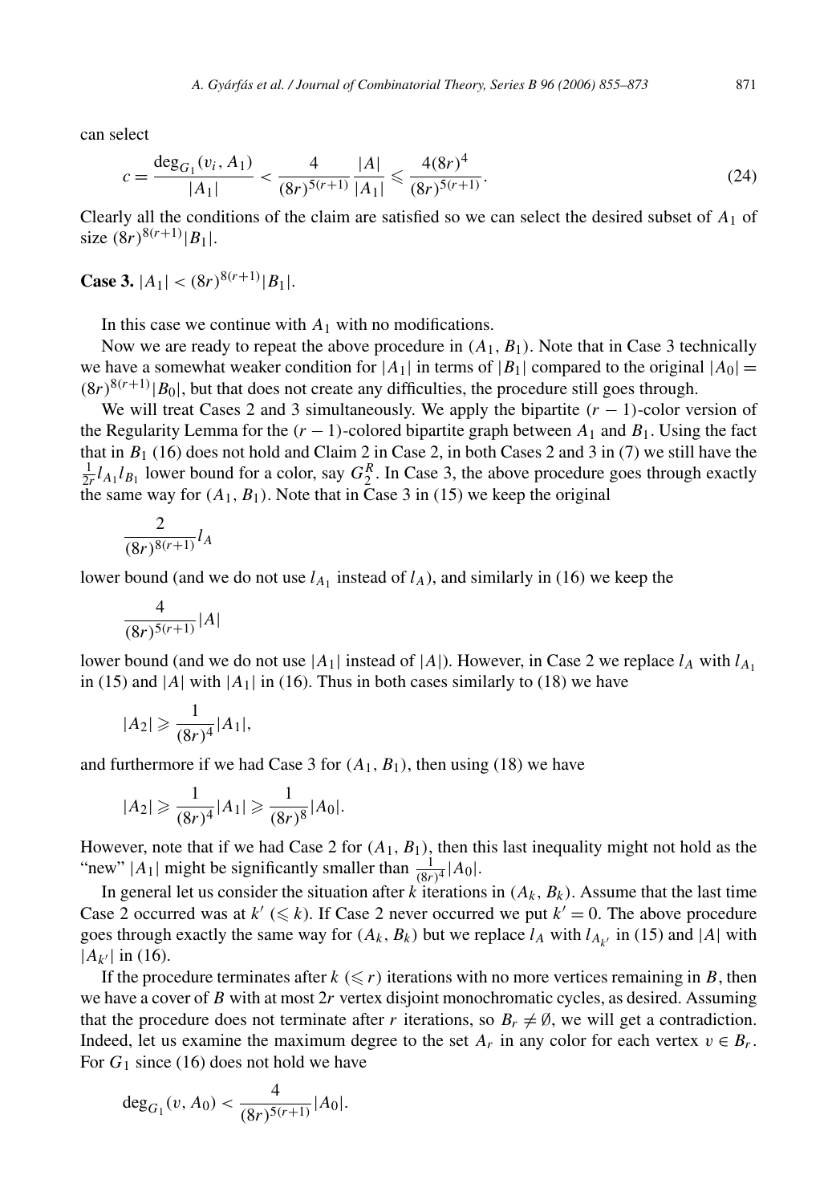can select

$$c = \frac{\deg_{G_1}(v_i, A_1)}{|A_1|} < \frac{4}{(8r)^{5(r+1)}} \frac{|A|}{|A_1|} \leqslant \frac{4(8r)^4}{(8r)^{5(r+1)}}. \tag{24}$$

Clearly all the conditions of the claim are satisfied so we can select the desired subset of $A_1$ of size $(8r)^{8(r+1)}|B_1|$.

**Case 3.** $|A_1| < (8r)^{8(r+1)}|B_1|$.

In this case we continue with $A_1$ with no modifications.

Now we are ready to repeat the above procedure in $(A_1, B_1)$. Note that in Case 3 technically we have a somewhat weaker condition for $|A_1|$ in terms of $|B_1|$ compared to the original $|A_0| = (8r)^{8(r+1)}|B_0|$, but that does not create any difficulties, the procedure still goes through.

We will treat Cases 2 and 3 simultaneously. We apply the bipartite $(r-1)$-color version of the Regularity Lemma for the $(r-1)$-colored bipartite graph between $A_1$ and $B_1$. Using the fact that in $B_1$ (16) does not hold and Claim 2 in Case 2, in both Cases 2 and 3 in (7) we still have the $\frac{1}{2r} l_{A_1} l_{B_1}$ lower bound for a color, say $G_2^R$. In Case 3, the above procedure goes through exactly the same way for $(A_1, B_1)$. Note that in Case 3 in (15) we keep the original

$$\frac{2}{(8r)^{8(r+1)}} l_A$$

lower bound (and we do not use $l_{A_1}$ instead of $l_A$), and similarly in (16) we keep the

$$\frac{4}{(8r)^{5(r+1)}} |A|$$

lower bound (and we do not use $|A_1|$ instead of $|A|$). However, in Case 2 we replace $l_A$ with $l_{A_1}$ in (15) and $|A|$ with $|A_1|$ in (16). Thus in both cases similarly to (18) we have

$$|A_2| \geqslant \frac{1}{(8r)^4} |A_1|,$$

and furthermore if we had Case 3 for $(A_1, B_1)$, then using (18) we have

$$|A_2| \geqslant \frac{1}{(8r)^4} |A_1| \geqslant \frac{1}{(8r)^8} |A_0|.$$

However, note that if we had Case 2 for $(A_1, B_1)$, then this last inequality might not hold as the "new" $|A_1|$ might be significantly smaller than $\frac{1}{(8r)^4}|A_0|$.

In general let us consider the situation after $k$ iterations in $(A_k, B_k)$. Assume that the last time Case 2 occurred was at $k'$ ($\leqslant k$). If Case 2 never occurred we put $k' = 0$. The above procedure goes through exactly the same way for $(A_k, B_k)$ but we replace $l_A$ with $l_{A_{k'}}$ in (15) and $|A|$ with $|A_{k'}|$ in (16).

If the procedure terminates after $k$ ($\leqslant r$) iterations with no more vertices remaining in $B$, then we have a cover of $B$ with at most $2r$ vertex disjoint monochromatic cycles, as desired. Assuming that the procedure does not terminate after $r$ iterations, so $B_r \neq \emptyset$, we will get a contradiction. Indeed, let us examine the maximum degree to the set $A_r$ in any color for each vertex $v \in B_r$. For $G_1$ since (16) does not hold we have

$$\deg_{G_1}(v, A_0) < \frac{4}{(8r)^{5(r+1)}} |A_0|.$$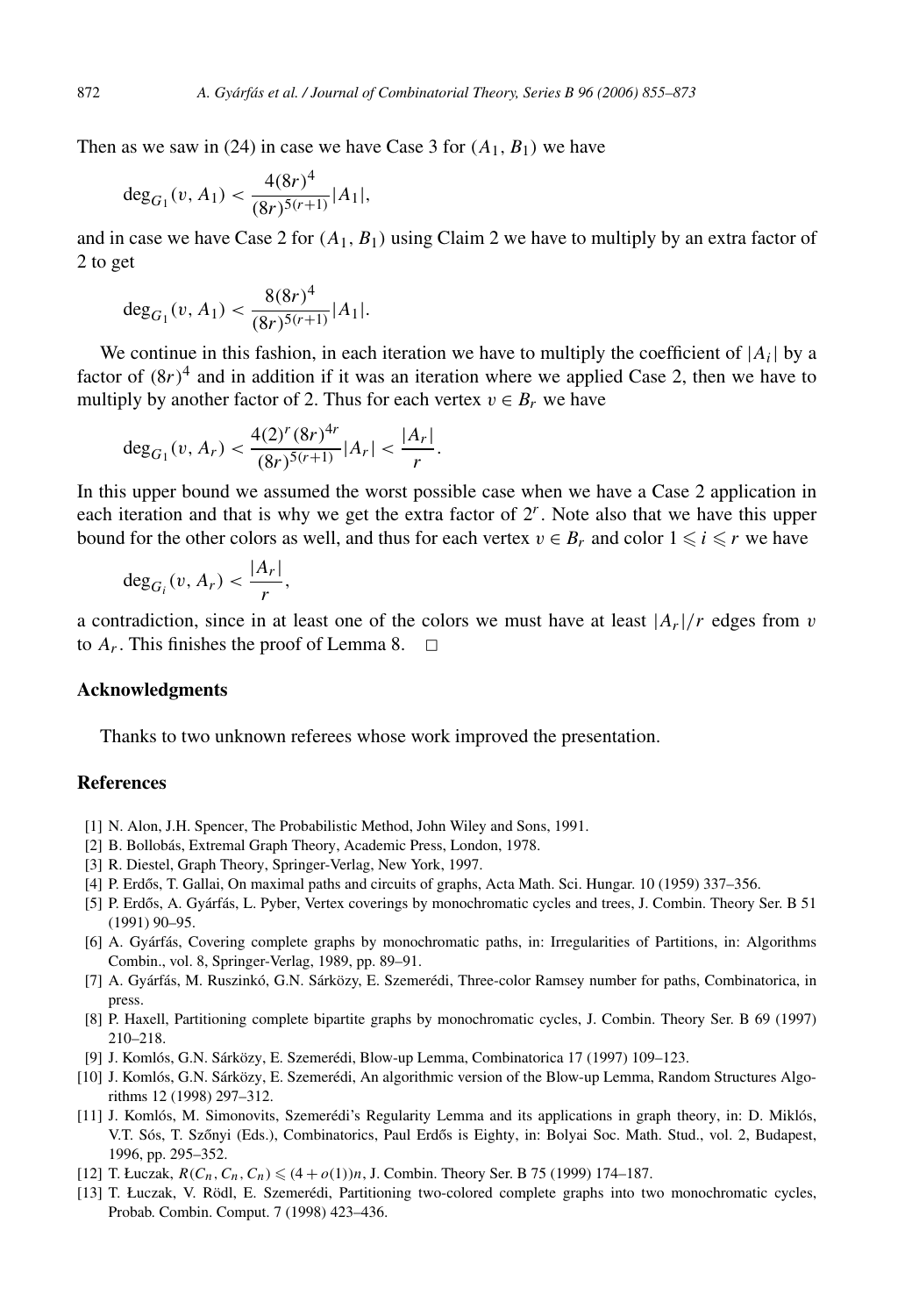Then as we saw in (24) in case we have Case 3 for $(A_1, B_1)$ we have

$$\deg_{G_1}(v, A_1) < \frac{4(8r)^4}{(8r)^{5(r+1)}}|A_1|,$$

and in case we have Case 2 for $(A_1, B_1)$ using Claim 2 we have to multiply by an extra factor of 2 to get

$$\deg_{G_1}(v, A_1) < \frac{8(8r)^4}{(8r)^{5(r+1)}}|A_1|.$$

We continue in this fashion, in each iteration we have to multiply the coefficient of $|A_i|$ by a factor of $(8r)^4$ and in addition if it was an iteration where we applied Case 2, then we have to multiply by another factor of 2. Thus for each vertex $v \in B_r$ we have

$$\deg_{G_1}(v, A_r) < \frac{4(2)^r(8r)^{4r}}{(8r)^{5(r+1)}}|A_r| < \frac{|A_r|}{r}.$$

In this upper bound we assumed the worst possible case when we have a Case 2 application in each iteration and that is why we get the extra factor of $2^r$. Note also that we have this upper bound for the other colors as well, and thus for each vertex $v \in B_r$ and color $1 \leqslant i \leqslant r$ we have

$$\deg_{G_i}(v, A_r) < \frac{|A_r|}{r},$$

a contradiction, since in at least one of the colors we must have at least $|A_r|/r$ edges from $v$ to $A_r$. This finishes the proof of Lemma 8. □

## Acknowledgments

Thanks to two unknown referees whose work improved the presentation.

## References

[1] N. Alon, J.H. Spencer, The Probabilistic Method, John Wiley and Sons, 1991.

[2] B. Bollobás, Extremal Graph Theory, Academic Press, London, 1978.

[3] R. Diestel, Graph Theory, Springer-Verlag, New York, 1997.

[4] P. Erdős, T. Gallai, On maximal paths and circuits of graphs, Acta Math. Sci. Hungar. 10 (1959) 337–356.

[5] P. Erdős, A. Gyárfás, L. Pyber, Vertex coverings by monochromatic cycles and trees, J. Combin. Theory Ser. B 51 (1991) 90–95.

[6] A. Gyárfás, Covering complete graphs by monochromatic paths, in: Irregularities of Partitions, in: Algorithms Combin., vol. 8, Springer-Verlag, 1989, pp. 89–91.

[7] A. Gyárfás, M. Ruszinkó, G.N. Sárközy, E. Szemerédi, Three-color Ramsey number for paths, Combinatorica, in press.

[8] P. Haxell, Partitioning complete bipartite graphs by monochromatic cycles, J. Combin. Theory Ser. B 69 (1997) 210–218.

[9] J. Komlós, G.N. Sárközy, E. Szemerédi, Blow-up Lemma, Combinatorica 17 (1997) 109–123.

[10] J. Komlós, G.N. Sárközy, E. Szemerédi, An algorithmic version of the Blow-up Lemma, Random Structures Algorithms 12 (1998) 297–312.

[11] J. Komlós, M. Simonovits, Szemerédi's Regularity Lemma and its applications in graph theory, in: D. Miklós, V.T. Sós, T. Szőnyi (Eds.), Combinatorics, Paul Erdős is Eighty, in: Bolyai Soc. Math. Stud., vol. 2, Budapest, 1996, pp. 295–352.

[12] T. Łuczak, $R(C_n, C_n, C_n) \leqslant (4 + o(1))n$, J. Combin. Theory Ser. B 75 (1999) 174–187.

[13] T. Łuczak, V. Rödl, E. Szemerédi, Partitioning two-colored complete graphs into two monochromatic cycles, Probab. Combin. Comput. 7 (1998) 423–436.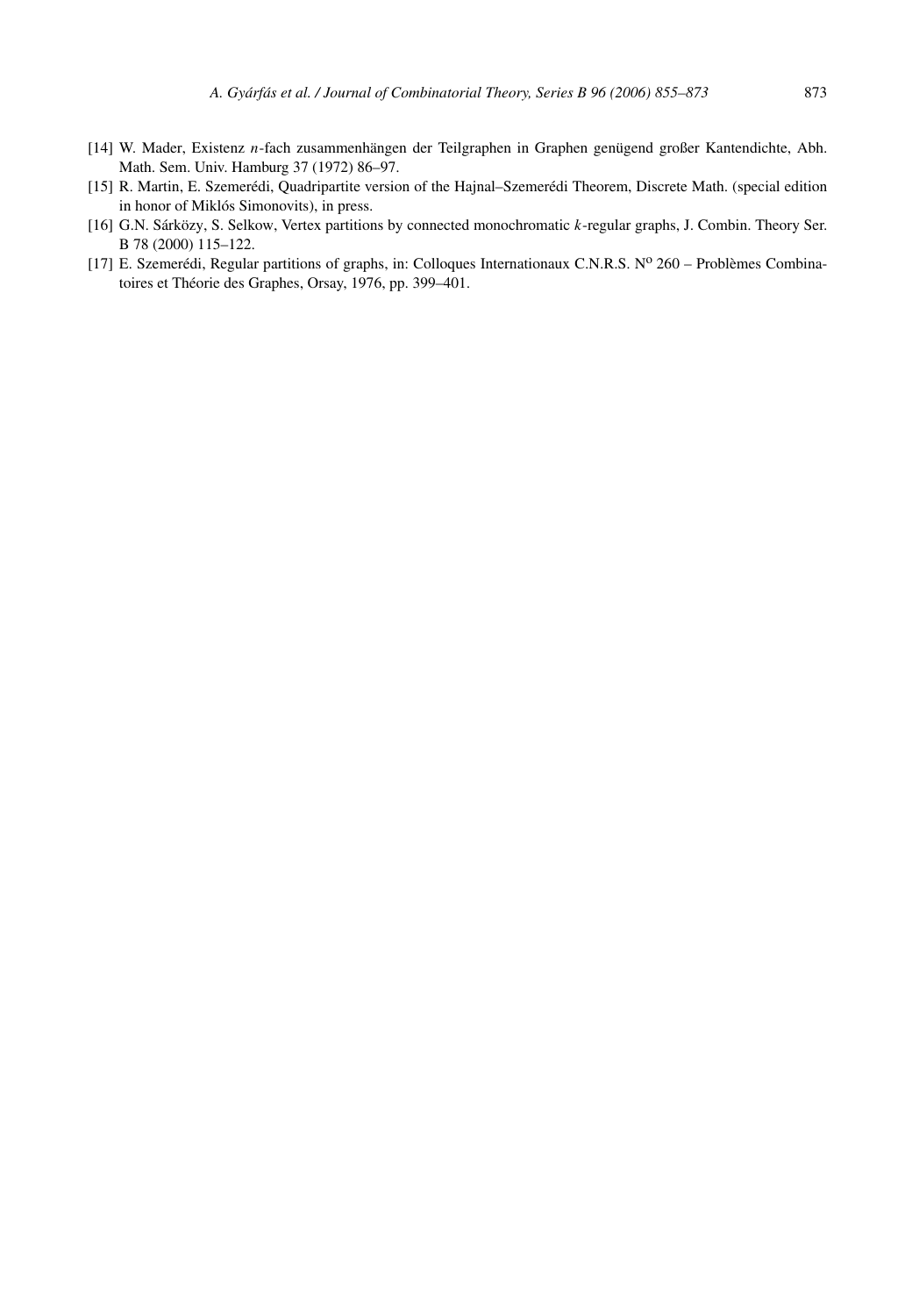[14] W. Mader, Existenz $n$-fach zusammenhängen der Teilgraphen in Graphen genügend großer Kantendichte, Abh. Math. Sem. Univ. Hamburg 37 (1972) 86–97.

[15] R. Martin, E. Szemerédi, Quadripartite version of the Hajnal–Szemerédi Theorem, Discrete Math. (special edition in honor of Miklós Simonovits), in press.

[16] G.N. Sárközy, S. Selkow, Vertex partitions by connected monochromatic $k$-regular graphs, J. Combin. Theory Ser. B 78 (2000) 115–122.

[17] E. Szemerédi, Regular partitions of graphs, in: Colloques Internationaux C.N.R.S. N$^{\text{o}}$ 260 – Problèmes Combinatoires et Théorie des Graphes, Orsay, 1976, pp. 399–401.